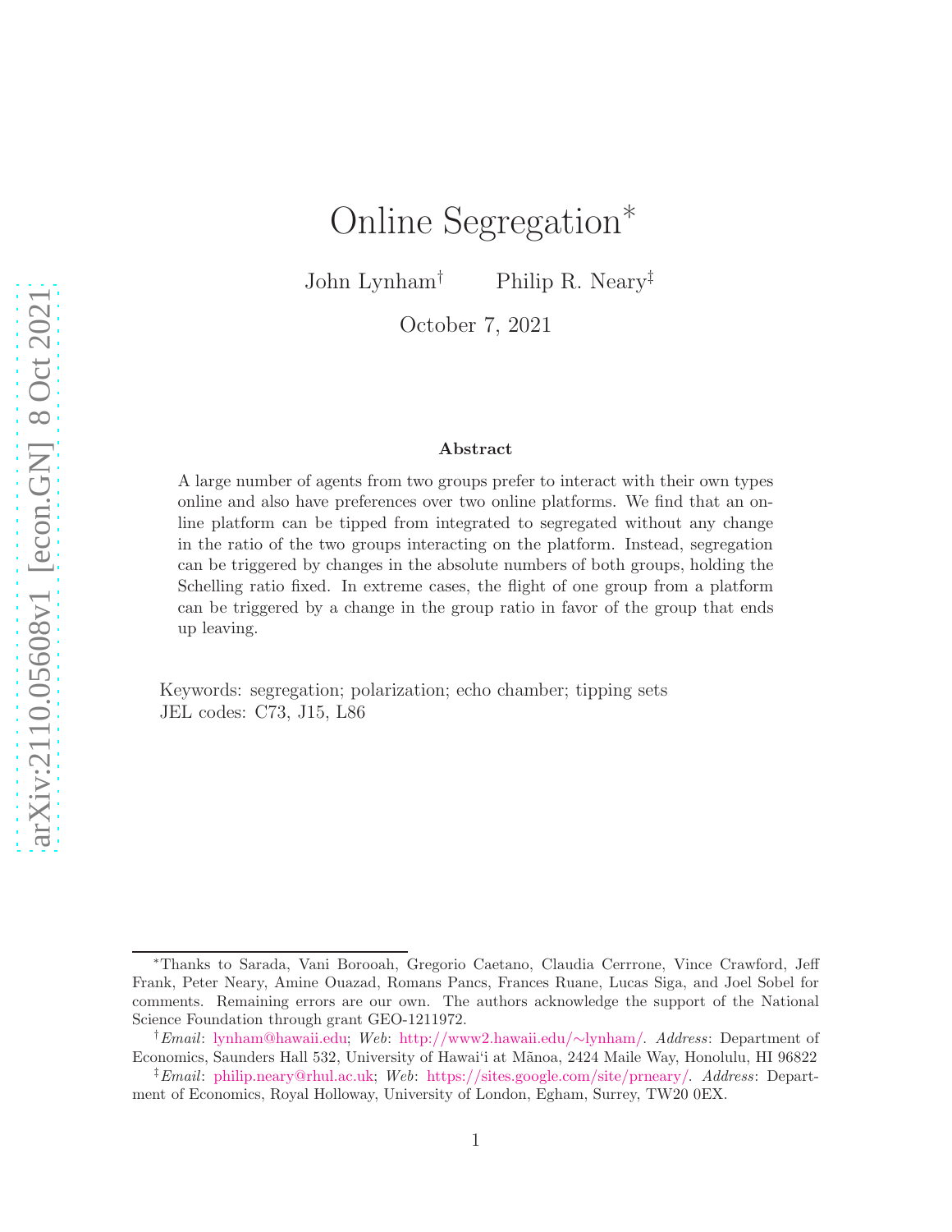# Online Segregation*

John Lynham† Philip R. Neary‡

October 7, 2021

### Abstract

A large number of agents from two groups prefer to interact with their own types online and also have preferences over two online platforms. We find that an online platform can be tipped from integrated to segregated without any change in the ratio of the two groups interacting on the platform. Instead, segregation can be triggered by changes in the absolute numbers of both groups, holding the Schelling ratio fixed. In extreme cases, the flight of one group from a platform can be triggered by a change in the group ratio in favor of the group that ends up leaving.

Keywords: segregation; polarization; echo chamber; tipping sets
JEL codes: C73, J15, L86

---

*Thanks to Sarada, Vani Borooah, Gregorio Caetano, Claudia Cerrrone, Vince Crawford, Jeff Frank, Peter Neary, Amine Ouazad, Romans Pancs, Frances Ruane, Lucas Siga, and Joel Sobel for comments. Remaining errors are our own. The authors acknowledge the support of the National Science Foundation through grant GEO-1211972.

†*Email*: lynham@hawaii.edu; *Web*: http://www2.hawaii.edu/∼lynham/. *Address*: Department of Economics, Saunders Hall 532, University of Hawai'i at Mãnoa, 2424 Maile Way, Honolulu, HI 96822

‡*Email*: philip.neary@rhul.ac.uk; *Web*: https://sites.google.com/site/prneary/. *Address*: Department of Economics, Royal Holloway, University of London, Egham, Surrey, TW20 0EX.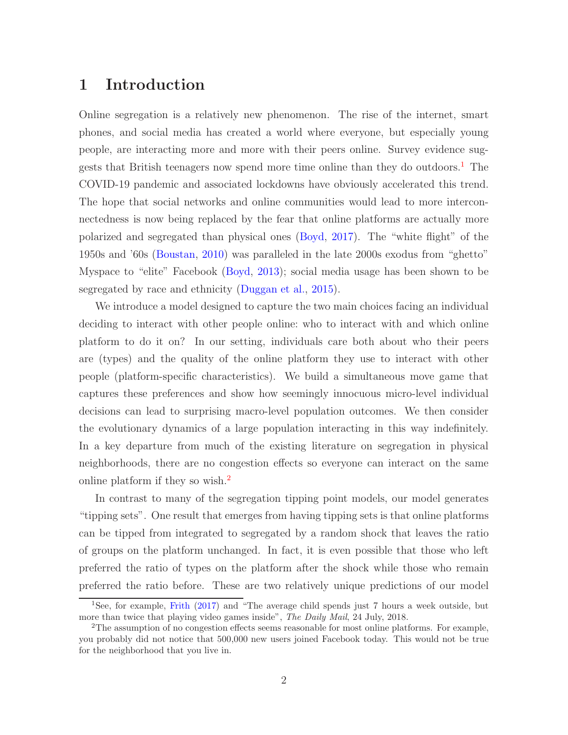# 1 Introduction

Online segregation is a relatively new phenomenon. The rise of the internet, smart phones, and social media has created a world where everyone, but especially young people, are interacting more and more with their peers online. Survey evidence suggests that British teenagers now spend more time online than they do outdoors.[1] The COVID-19 pandemic and associated lockdowns have obviously accelerated this trend. The hope that social networks and online communities would lead to more interconnectedness is now being replaced by the fear that online platforms are actually more polarized and segregated than physical ones (Boyd, 2017). The "white flight" of the 1950s and '60s (Boustan, 2010) was paralleled in the late 2000s exodus from "ghetto" Myspace to "elite" Facebook (Boyd, 2013); social media usage has been shown to be segregated by race and ethnicity (Duggan et al., 2015).

We introduce a model designed to capture the two main choices facing an individual deciding to interact with other people online: who to interact with and which online platform to do it on? In our setting, individuals care both about who their peers are (types) and the quality of the online platform they use to interact with other people (platform-specific characteristics). We build a simultaneous move game that captures these preferences and show how seemingly innocuous micro-level individual decisions can lead to surprising macro-level population outcomes. We then consider the evolutionary dynamics of a large population interacting in this way indefinitely. In a key departure from much of the existing literature on segregation in physical neighborhoods, there are no congestion effects so everyone can interact on the same online platform if they so wish.[2]

In contrast to many of the segregation tipping point models, our model generates "tipping sets". One result that emerges from having tipping sets is that online platforms can be tipped from integrated to segregated by a random shock that leaves the ratio of groups on the platform unchanged. In fact, it is even possible that those who left preferred the ratio of types on the platform after the shock while those who remain preferred the ratio before. These are two relatively unique predictions of our model

[1] See, for example, Frith (2017) and "The average child spends just 7 hours a week outside, but more than twice that playing video games inside", *The Daily Mail*, 24 July, 2018.

[2] The assumption of no congestion effects seems reasonable for most online platforms. For example, you probably did not notice that 500,000 new users joined Facebook today. This would not be true for the neighborhood that you live in.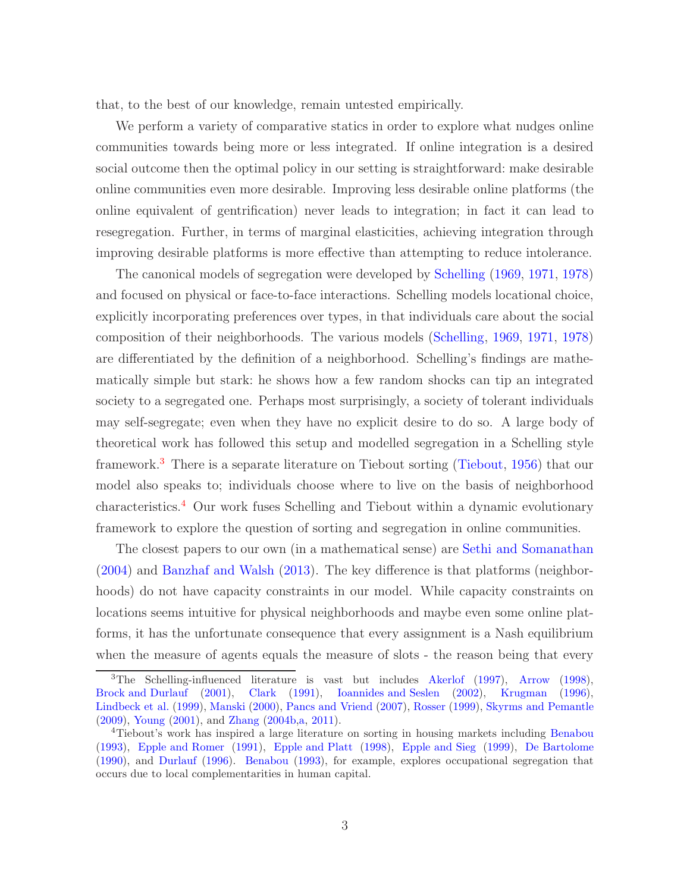that, to the best of our knowledge, remain untested empirically.

We perform a variety of comparative statics in order to explore what nudges online communities towards being more or less integrated. If online integration is a desired social outcome then the optimal policy in our setting is straightforward: make desirable online communities even more desirable. Improving less desirable online platforms (the online equivalent of gentrification) never leads to integration; in fact it can lead to resegregation. Further, in terms of marginal elasticities, achieving integration through improving desirable platforms is more effective than attempting to reduce intolerance.

The canonical models of segregation were developed by Schelling (1969, 1971, 1978) and focused on physical or face-to-face interactions. Schelling models locational choice, explicitly incorporating preferences over types, in that individuals care about the social composition of their neighborhoods. The various models (Schelling, 1969, 1971, 1978) are differentiated by the definition of a neighborhood. Schelling's findings are mathematically simple but stark: he shows how a few random shocks can tip an integrated society to a segregated one. Perhaps most surprisingly, a society of tolerant individuals may self-segregate; even when they have no explicit desire to do so. A large body of theoretical work has followed this setup and modelled segregation in a Schelling style framework.[3] There is a separate literature on Tiebout sorting (Tiebout, 1956) that our model also speaks to; individuals choose where to live on the basis of neighborhood characteristics.[4] Our work fuses Schelling and Tiebout within a dynamic evolutionary framework to explore the question of sorting and segregation in online communities.

The closest papers to our own (in a mathematical sense) are Sethi and Somanathan (2004) and Banzhaf and Walsh (2013). The key difference is that platforms (neighborhoods) do not have capacity constraints in our model. While capacity constraints on locations seems intuitive for physical neighborhoods and maybe even some online platforms, it has the unfortunate consequence that every assignment is a Nash equilibrium when the measure of agents equals the measure of slots - the reason being that every

[3] The Schelling-influenced literature is vast but includes Akerlof (1997), Arrow (1998), Brock and Durlauf (2001), Clark (1991), Ioannides and Seslen (2002), Krugman (1996), Lindbeck et al. (1999), Manski (2000), Pancs and Vriend (2007), Rosser (1999), Skyrms and Pemantle (2009), Young (2001), and Zhang (2004b,a, 2011).

[4] Tiebout's work has inspired a large literature on sorting in housing markets including Benabou (1993), Epple and Romer (1991), Epple and Platt (1998), Epple and Sieg (1999), De Bartolome (1990), and Durlauf (1996). Benabou (1993), for example, explores occupational segregation that occurs due to local complementarities in human capital.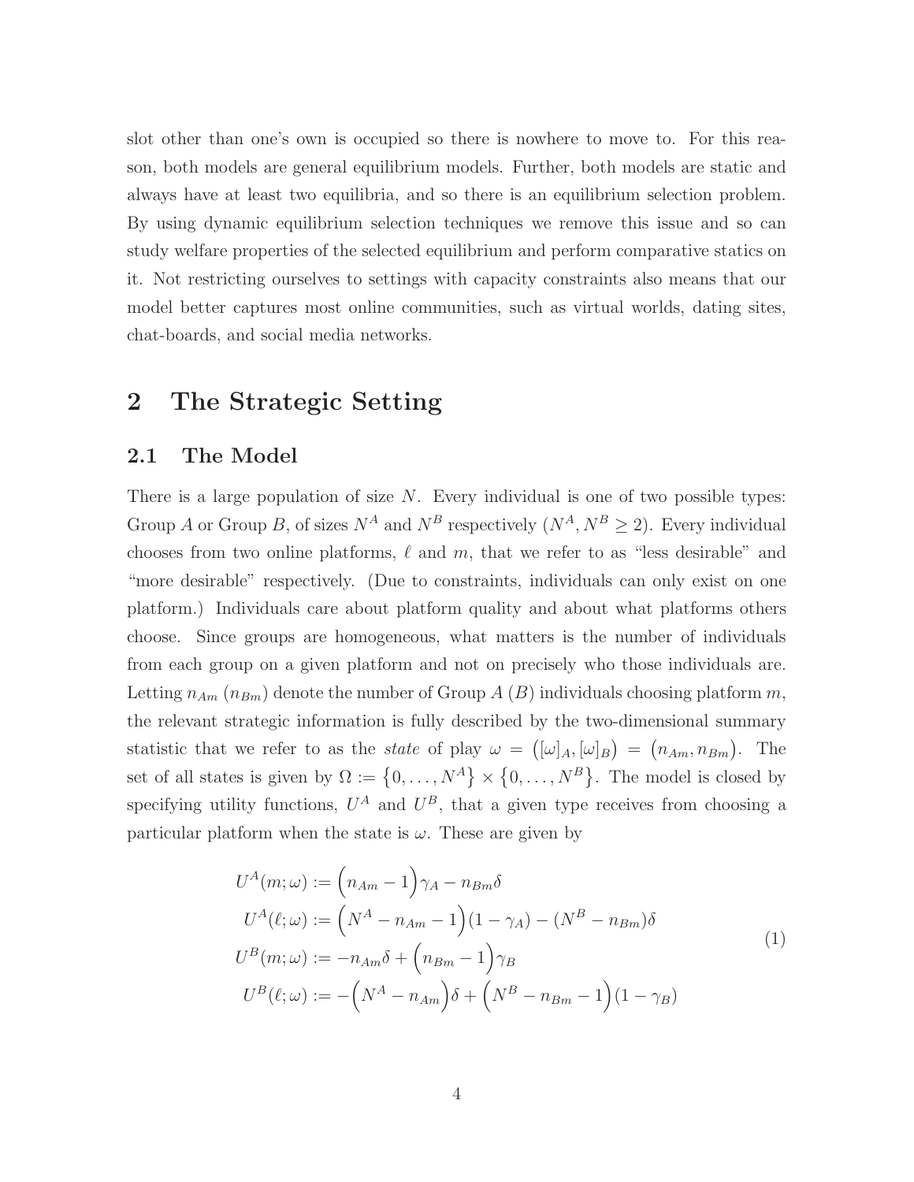slot other than one's own is occupied so there is nowhere to move to. For this reason, both models are general equilibrium models. Further, both models are static and always have at least two equilibria, and so there is an equilibrium selection problem. By using dynamic equilibrium selection techniques we remove this issue and so can study welfare properties of the selected equilibrium and perform comparative statics on it. Not restricting ourselves to settings with capacity constraints also means that our model better captures most online communities, such as virtual worlds, dating sites, chat-boards, and social media networks.

# 2 The Strategic Setting

## 2.1 The Model

There is a large population of size $N$. Every individual is one of two possible types: Group $A$ or Group $B$, of sizes $N^A$ and $N^B$ respectively ($N^A, N^B \geq 2$). Every individual chooses from two online platforms, $\ell$ and $m$, that we refer to as "less desirable" and "more desirable" respectively. (Due to constraints, individuals can only exist on one platform.) Individuals care about platform quality and about what platforms others choose. Since groups are homogeneous, what matters is the number of individuals from each group on a given platform and not on precisely who those individuals are. Letting $n_{Am}$ ($n_{Bm}$) denote the number of Group $A$ ($B$) individuals choosing platform $m$, the relevant strategic information is fully described by the two-dimensional summary statistic that we refer to as the *state* of play $\omega = \big([\omega]_A, [\omega]_B\big) = \big(n_{Am}, n_{Bm}\big)$. The set of all states is given by $\Omega := \{0, \ldots, N^A\} \times \{0, \ldots, N^B\}$. The model is closed by specifying utility functions, $U^A$ and $U^B$, that a given type receives from choosing a particular platform when the state is $\omega$. These are given by

$$
\begin{aligned}
U^A(m;\omega) &:= \Big(n_{Am} - 1\Big)\gamma_A - n_{Bm}\delta \\
U^A(\ell;\omega) &:= \Big(N^A - n_{Am} - 1\Big)(1-\gamma_A) - (N^B - n_{Bm})\delta \\
U^B(m;\omega) &:= -n_{Am}\delta + \Big(n_{Bm} - 1\Big)\gamma_B \\
U^B(\ell;\omega) &:= -\Big(N^A - n_{Am}\Big)\delta + \Big(N^B - n_{Bm} - 1\Big)(1-\gamma_B)
\end{aligned}
\tag{1}
$$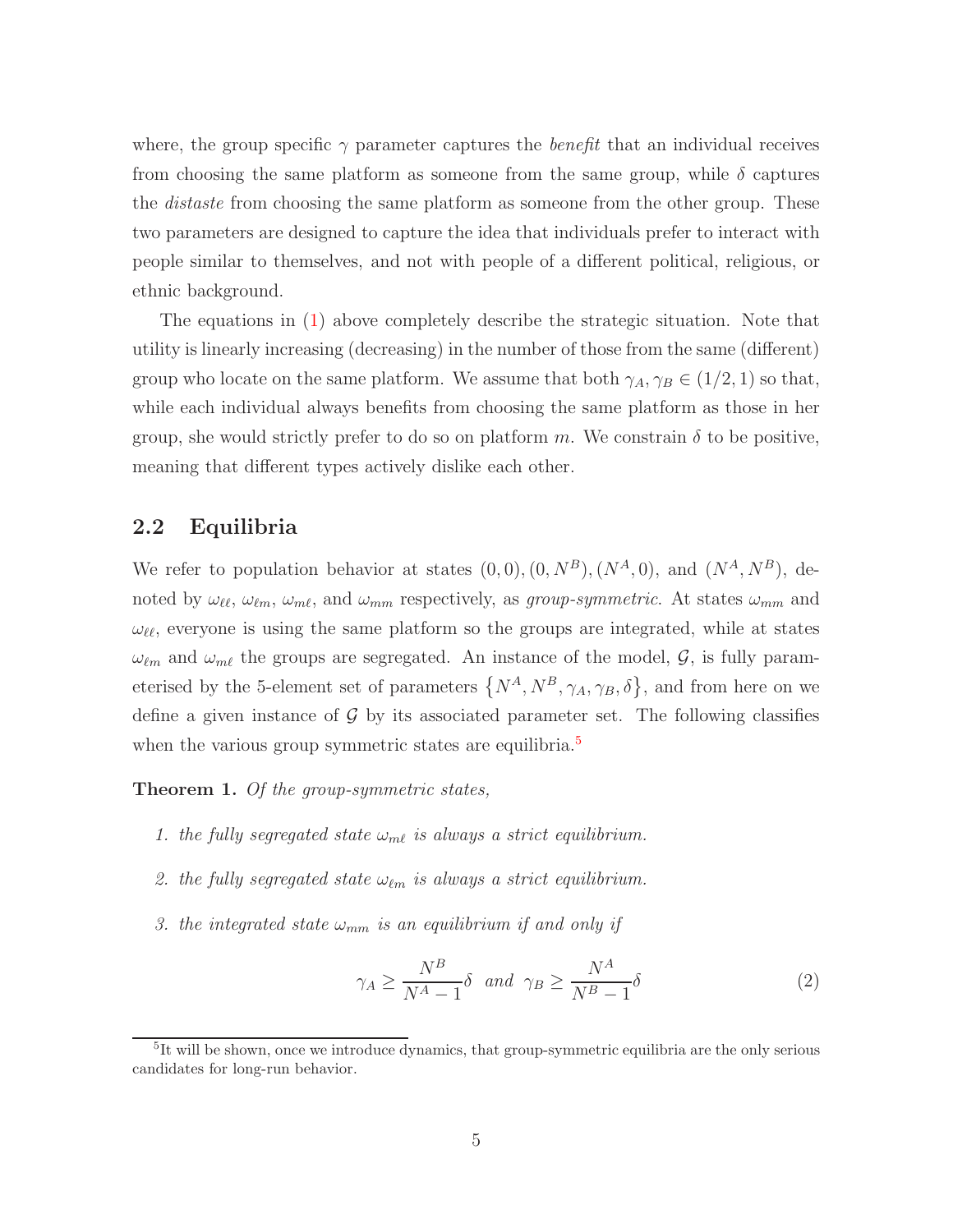where, the group specific $\gamma$ parameter captures the *benefit* that an individual receives from choosing the same platform as someone from the same group, while $\delta$ captures the *distaste* from choosing the same platform as someone from the other group. These two parameters are designed to capture the idea that individuals prefer to interact with people similar to themselves, and not with people of a different political, religious, or ethnic background.

The equations in (1) above completely describe the strategic situation. Note that utility is linearly increasing (decreasing) in the number of those from the same (different) group who locate on the same platform. We assume that both $\gamma_A, \gamma_B \in (1/2, 1)$ so that, while each individual always benefits from choosing the same platform as those in her group, she would strictly prefer to do so on platform $m$. We constrain $\delta$ to be positive, meaning that different types actively dislike each other.

## 2.2 Equilibria

We refer to population behavior at states $(0,0), (0,N^B), (N^A,0)$, and $(N^A,N^B)$, denoted by $\omega_{\ell\ell}$, $\omega_{\ell m}$, $\omega_{m\ell}$, and $\omega_{mm}$ respectively, as *group-symmetric*. At states $\omega_{mm}$ and $\omega_{\ell\ell}$, everyone is using the same platform so the groups are integrated, while at states $\omega_{\ell m}$ and $\omega_{m\ell}$ the groups are segregated. An instance of the model, $\mathcal{G}$, is fully parameterised by the 5-element set of parameters $\{N^A, N^B, \gamma_A, \gamma_B, \delta\}$, and from here on we define a given instance of $\mathcal{G}$ by its associated parameter set. The following classifies when the various group symmetric states are equilibria.[5]

**Theorem 1.** *Of the group-symmetric states,*

1. *the fully segregated state $\omega_{m\ell}$ is always a strict equilibrium.*
2. *the fully segregated state $\omega_{\ell m}$ is always a strict equilibrium.*
3. *the integrated state $\omega_{mm}$ is an equilibrium if and only if*

$$\gamma_A \geq \frac{N^B}{N^A - 1}\delta \quad \text{and} \quad \gamma_B \geq \frac{N^A}{N^B - 1}\delta \tag{2}$$

[5]It will be shown, once we introduce dynamics, that group-symmetric equilibria are the only serious candidates for long-run behavior.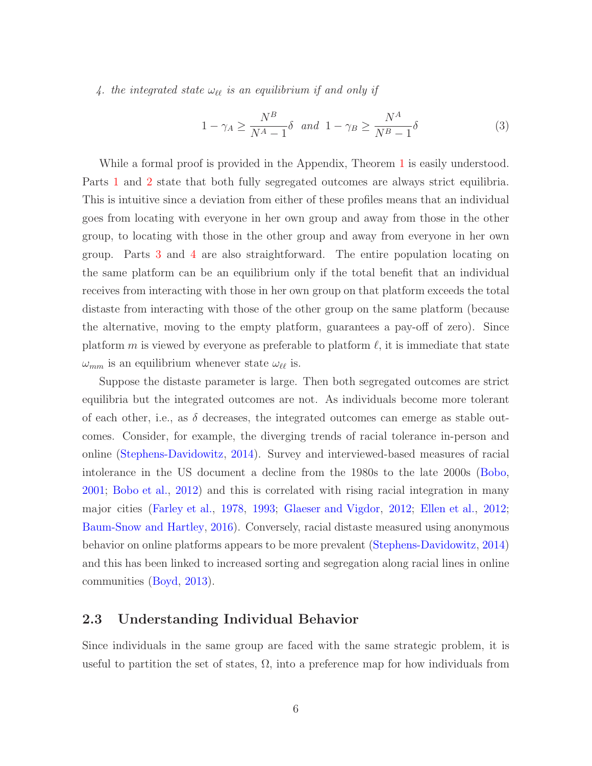4. *the integrated state $\omega_{\ell\ell}$ is an equilibrium if and only if*

$$1 - \gamma_A \geq \frac{N^B}{N^A - 1}\delta \;\; \text{and} \;\; 1 - \gamma_B \geq \frac{N^A}{N^B - 1}\delta \tag{3}$$

While a formal proof is provided in the Appendix, Theorem 1 is easily understood. Parts 1 and 2 state that both fully segregated outcomes are always strict equilibria. This is intuitive since a deviation from either of these profiles means that an individual goes from locating with everyone in her own group and away from those in the other group, to locating with those in the other group and away from everyone in her own group. Parts 3 and 4 are also straightforward. The entire population locating on the same platform can be an equilibrium only if the total benefit that an individual receives from interacting with those in her own group on that platform exceeds the total distaste from interacting with those of the other group on the same platform (because the alternative, moving to the empty platform, guarantees a pay-off of zero). Since platform $m$ is viewed by everyone as preferable to platform $\ell$, it is immediate that state $\omega_{mm}$ is an equilibrium whenever state $\omega_{\ell\ell}$ is.

Suppose the distaste parameter is large. Then both segregated outcomes are strict equilibria but the integrated outcomes are not. As individuals become more tolerant of each other, i.e., as $\delta$ decreases, the integrated outcomes can emerge as stable outcomes. Consider, for example, the diverging trends of racial tolerance in-person and online (Stephens-Davidowitz, 2014). Survey and interviewed-based measures of racial intolerance in the US document a decline from the 1980s to the late 2000s (Bobo, 2001; Bobo et al., 2012) and this is correlated with rising racial integration in many major cities (Farley et al., 1978, 1993; Glaeser and Vigdor, 2012; Ellen et al., 2012; Baum-Snow and Hartley, 2016). Conversely, racial distaste measured using anonymous behavior on online platforms appears to be more prevalent (Stephens-Davidowitz, 2014) and this has been linked to increased sorting and segregation along racial lines in online communities (Boyd, 2013).

## 2.3 Understanding Individual Behavior

Since individuals in the same group are faced with the same strategic problem, it is useful to partition the set of states, $\Omega$, into a preference map for how individuals from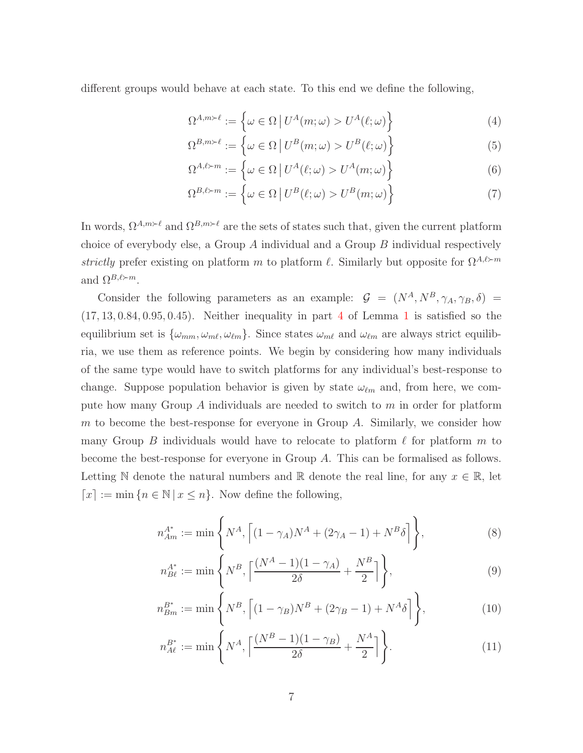different groups would behave at each state. To this end we define the following,

$$\Omega^{A,m\succ\ell} := \left\{\omega \in \Omega \,\middle|\, U^A(m;\omega) > U^A(\ell;\omega)\right\} \tag{4}$$

$$\Omega^{B,m\succ\ell} := \left\{\omega \in \Omega \,\middle|\, U^B(m;\omega) > U^B(\ell;\omega)\right\} \tag{5}$$

$$\Omega^{A,\ell\succ m} := \left\{\omega \in \Omega \,\middle|\, U^A(\ell;\omega) > U^A(m;\omega)\right\} \tag{6}$$

$$\Omega^{B,\ell\succ m} := \left\{\omega \in \Omega \,\middle|\, U^B(\ell;\omega) > U^B(m;\omega)\right\} \tag{7}$$

In words, $\Omega^{A,m\succ\ell}$ and $\Omega^{B,m\succ\ell}$ are the sets of states such that, given the current platform choice of everybody else, a Group $A$ individual and a Group $B$ individual respectively *strictly* prefer existing on platform $m$ to platform $\ell$. Similarly but opposite for $\Omega^{A,\ell\succ m}$ and $\Omega^{B,\ell\succ m}$.

Consider the following parameters as an example: $\mathcal{G} = (N^A, N^B, \gamma_A, \gamma_B, \delta) = (17, 13, 0.84, 0.95, 0.45)$. Neither inequality in part 4 of Lemma 1 is satisfied so the equilibrium set is $\{\omega_{mm}, \omega_{m\ell}, \omega_{\ell m}\}$. Since states $\omega_{m\ell}$ and $\omega_{\ell m}$ are always strict equilibria, we use them as reference points. We begin by considering how many individuals of the same type would have to switch platforms for any individual's best-response to change. Suppose population behavior is given by state $\omega_{\ell m}$ and, from here, we compute how many Group $A$ individuals are needed to switch to $m$ in order for platform $m$ to become the best-response for everyone in Group $A$. Similarly, we consider how many Group $B$ individuals would have to relocate to platform $\ell$ for platform $m$ to become the best-response for everyone in Group $A$. This can be formalised as follows. Letting $\mathbb{N}$ denote the natural numbers and $\mathbb{R}$ denote the real line, for any $x \in \mathbb{R}$, let $\lceil x \rceil := \min\{n \in \mathbb{N} \,|\, x \leq n\}$. Now define the following,

$$n^{A^*}_{Am} := \min\left\{N^A, \left\lceil (1-\gamma_A)N^A + (2\gamma_A - 1) + N^B\delta \right\rceil\right\}, \tag{8}$$

$$n^{A^*}_{B\ell} := \min\left\{N^B, \left\lceil \frac{(N^A-1)(1-\gamma_A)}{2\delta} + \frac{N^B}{2} \right\rceil\right\}, \tag{9}$$

$$n^{B^*}_{Bm} := \min\left\{N^B, \left\lceil (1-\gamma_B)N^B + (2\gamma_B - 1) + N^A\delta \right\rceil\right\}, \tag{10}$$

$$n^{B^*}_{A\ell} := \min\left\{N^A, \left\lceil \frac{(N^B-1)(1-\gamma_B)}{2\delta} + \frac{N^A}{2} \right\rceil\right\}. \tag{11}$$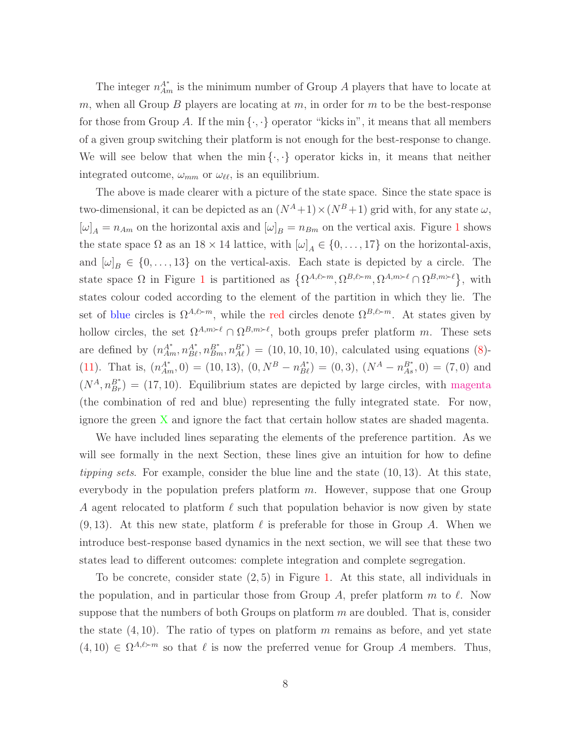The integer $n_{Am}^{A^*}$ is the minimum number of Group $A$ players that have to locate at $m$, when all Group $B$ players are locating at $m$, in order for $m$ to be the best-response for those from Group $A$. If the $\min\{\cdot,\cdot\}$ operator "kicks in", it means that all members of a given group switching their platform is not enough for the best-response to change. We will see below that when the $\min\{\cdot,\cdot\}$ operator kicks in, it means that neither integrated outcome, $\omega_{mm}$ or $\omega_{\ell\ell}$, is an equilibrium.

The above is made clearer with a picture of the state space. Since the state space is two-dimensional, it can be depicted as an $(N^A+1)\times(N^B+1)$ grid with, for any state $\omega$, $[\omega]_A = n_{Am}$ on the horizontal axis and $[\omega]_B = n_{Bm}$ on the vertical axis. Figure 1 shows the state space $\Omega$ as an $18 \times 14$ lattice, with $[\omega]_A \in \{0, \ldots, 17\}$ on the horizontal-axis, and $[\omega]_B \in \{0, \ldots, 13\}$ on the vertical-axis. Each state is depicted by a circle. The state space $\Omega$ in Figure 1 is partitioned as $\left\{\Omega^{A,\ell\succ m}, \Omega^{B,\ell\succ m}, \Omega^{A,m\succ\ell} \cap \Omega^{B,m\succ\ell}\right\}$, with states colour coded according to the element of the partition in which they lie. The set of blue circles is $\Omega^{A,\ell\succ m}$, while the red circles denote $\Omega^{B,\ell\succ m}$. At states given by hollow circles, the set $\Omega^{A,m\succ\ell} \cap \Omega^{B,m\succ\ell}$, both groups prefer platform $m$. These sets are defined by $(n_{Am}^{A^*}, n_{B\ell}^{A^*}, n_{Bm}^{B^*}, n_{A\ell}^{B^*}) = (10, 10, 10, 10)$, calculated using equations (8)-(11). That is, $(n_{Am}^{A^*}, 0) = (10, 13)$, $(0, N^B - n_{B\ell}^{A^*}) = (0, 3)$, $(N^A - n_{As}^{B^*}, 0) = (7, 0)$ and $(N^A, n_{Br}^{B^*}) = (17, 10)$. Equilibrium states are depicted by large circles, with magenta (the combination of red and blue) representing the fully integrated state. For now, ignore the green X and ignore the fact that certain hollow states are shaded magenta.

We have included lines separating the elements of the preference partition. As we will see formally in the next Section, these lines give an intuition for how to define *tipping sets*. For example, consider the blue line and the state $(10, 13)$. At this state, everybody in the population prefers platform $m$. However, suppose that one Group $A$ agent relocated to platform $\ell$ such that population behavior is now given by state $(9, 13)$. At this new state, platform $\ell$ is preferable for those in Group $A$. When we introduce best-response based dynamics in the next section, we will see that these two states lead to different outcomes: complete integration and complete segregation.

To be concrete, consider state $(2, 5)$ in Figure 1. At this state, all individuals in the population, and in particular those from Group $A$, prefer platform $m$ to $\ell$. Now suppose that the numbers of both Groups on platform $m$ are doubled. That is, consider the state $(4, 10)$. The ratio of types on platform $m$ remains as before, and yet state $(4, 10) \in \Omega^{A,\ell\succ m}$ so that $\ell$ is now the preferred venue for Group $A$ members. Thus,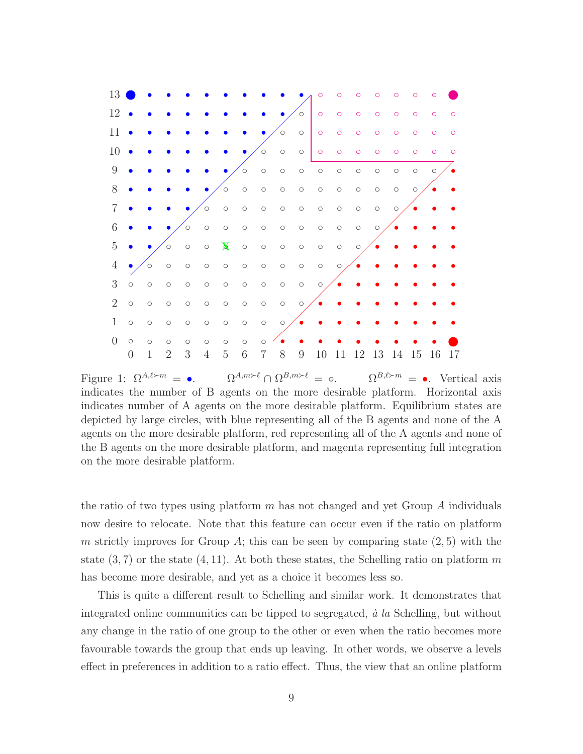Figure 1: $\Omega^{A,\ell \succ m} = \bullet$. $\Omega^{A,m \succ \ell} \cap \Omega^{B,m \succ \ell} = \circ$. $\Omega^{B,\ell \succ m} = \bullet$. Vertical axis indicates the number of B agents on the more desirable platform. Horizontal axis indicates number of A agents on the more desirable platform. Equilibrium states are depicted by large circles, with blue representing all of the B agents and none of the A agents on the more desirable platform, red representing all of the A agents and none of the B agents on the more desirable platform, and magenta representing full integration on the more desirable platform.

the ratio of two types using platform $m$ has not changed and yet Group $A$ individuals now desire to relocate. Note that this feature can occur even if the ratio on platform $m$ strictly improves for Group $A$; this can be seen by comparing state $(2, 5)$ with the state $(3, 7)$ or the state $(4, 11)$. At both these states, the Schelling ratio on platform $m$ has become more desirable, and yet as a choice it becomes less so.

This is quite a different result to Schelling and similar work. It demonstrates that integrated online communities can be tipped to segregated, *à la* Schelling, but without any change in the ratio of one group to the other or even when the ratio becomes more favourable towards the group that ends up leaving. In other words, we observe a levels effect in preferences in addition to a ratio effect. Thus, the view that an online platform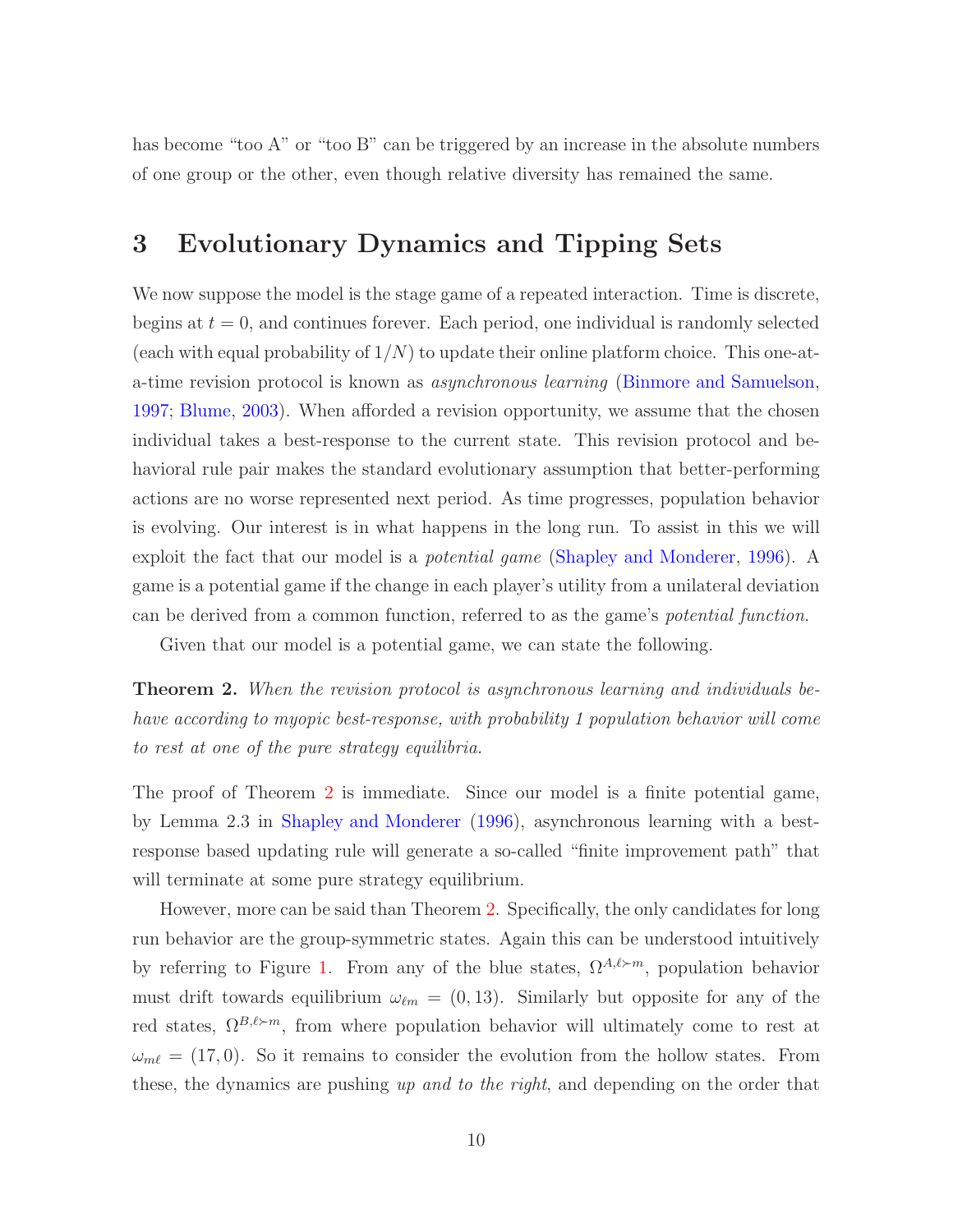has become "too A" or "too B" can be triggered by an increase in the absolute numbers of one group or the other, even though relative diversity has remained the same.

# 3 Evolutionary Dynamics and Tipping Sets

We now suppose the model is the stage game of a repeated interaction. Time is discrete, begins at $t = 0$, and continues forever. Each period, one individual is randomly selected (each with equal probability of $1/N$) to update their online platform choice. This one-at-a-time revision protocol is known as *asynchronous learning* (Binmore and Samuelson, 1997; Blume, 2003). When afforded a revision opportunity, we assume that the chosen individual takes a best-response to the current state. This revision protocol and behavioral rule pair makes the standard evolutionary assumption that better-performing actions are no worse represented next period. As time progresses, population behavior is evolving. Our interest is in what happens in the long run. To assist in this we will exploit the fact that our model is a *potential game* (Shapley and Monderer, 1996). A game is a potential game if the change in each player's utility from a unilateral deviation can be derived from a common function, referred to as the game's *potential function*.

Given that our model is a potential game, we can state the following.

**Theorem 2.** *When the revision protocol is asynchronous learning and individuals behave according to myopic best-response, with probability 1 population behavior will come to rest at one of the pure strategy equilibria.*

The proof of Theorem 2 is immediate. Since our model is a finite potential game, by Lemma 2.3 in Shapley and Monderer (1996), asynchronous learning with a best-response based updating rule will generate a so-called "finite improvement path" that will terminate at some pure strategy equilibrium.

However, more can be said than Theorem 2. Specifically, the only candidates for long run behavior are the group-symmetric states. Again this can be understood intuitively by referring to Figure 1. From any of the blue states, $\Omega^{A,\ell\succ m}$, population behavior must drift towards equilibrium $\omega_{\ell m} = (0, 13)$. Similarly but opposite for any of the red states, $\Omega^{B,\ell\succ m}$, from where population behavior will ultimately come to rest at $\omega_{m\ell} = (17, 0)$. So it remains to consider the evolution from the hollow states. From these, the dynamics are pushing *up and to the right*, and depending on the order that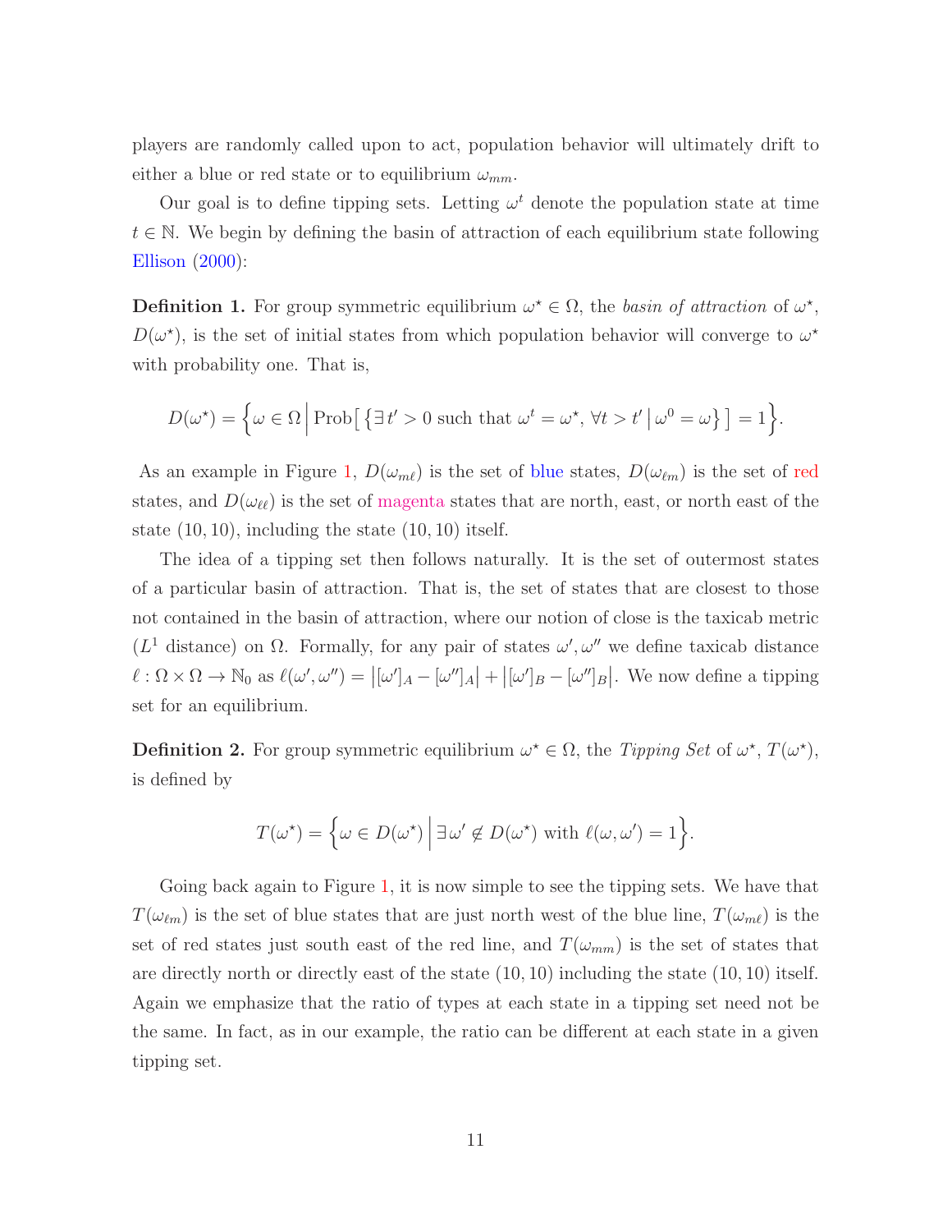players are randomly called upon to act, population behavior will ultimately drift to either a blue or red state or to equilibrium $\omega_{mm}$.

Our goal is to define tipping sets. Letting $\omega^t$ denote the population state at time $t \in \mathbb{N}$. We begin by defining the basin of attraction of each equilibrium state following Ellison (2000):

**Definition 1.** For group symmetric equilibrium $\omega^\star \in \Omega$, the *basin of attraction* of $\omega^\star$, $D(\omega^\star)$, is the set of initial states from which population behavior will converge to $\omega^\star$ with probability one. That is,

$$D(\omega^\star) = \Big\{ \omega \in \Omega \,\Big|\, \text{Prob}\big[ \{ \exists\, t' > 0 \text{ such that } \omega^t = \omega^\star,\, \forall t > t' \,|\, \omega^0 = \omega \} \big] = 1 \Big\}.$$

As an example in Figure 1, $D(\omega_{m\ell})$ is the set of blue states, $D(\omega_{\ell m})$ is the set of red states, and $D(\omega_{\ell\ell})$ is the set of magenta states that are north, east, or north east of the state $(10, 10)$, including the state $(10, 10)$ itself.

The idea of a tipping set then follows naturally. It is the set of outermost states of a particular basin of attraction. That is, the set of states that are closest to those not contained in the basin of attraction, where our notion of close is the taxicab metric ($L^1$ distance) on $\Omega$. Formally, for any pair of states $\omega', \omega''$ we define taxicab distance $\ell : \Omega \times \Omega \to \mathbb{N}_0$ as $\ell(\omega', \omega'') = \big|[\omega']_A - [\omega'']_A\big| + \big|[\omega']_B - [\omega'']_B\big|$. We now define a tipping set for an equilibrium.

**Definition 2.** For group symmetric equilibrium $\omega^\star \in \Omega$, the *Tipping Set* of $\omega^\star$, $T(\omega^\star)$, is defined by

$$T(\omega^\star) = \Big\{ \omega \in D(\omega^\star) \,\Big|\, \exists\, \omega' \notin D(\omega^\star) \text{ with } \ell(\omega, \omega') = 1 \Big\}.$$

Going back again to Figure 1, it is now simple to see the tipping sets. We have that $T(\omega_{\ell m})$ is the set of blue states that are just north west of the blue line, $T(\omega_{m\ell})$ is the set of red states just south east of the red line, and $T(\omega_{mm})$ is the set of states that are directly north or directly east of the state $(10, 10)$ including the state $(10, 10)$ itself. Again we emphasize that the ratio of types at each state in a tipping set need not be the same. In fact, as in our example, the ratio can be different at each state in a given tipping set.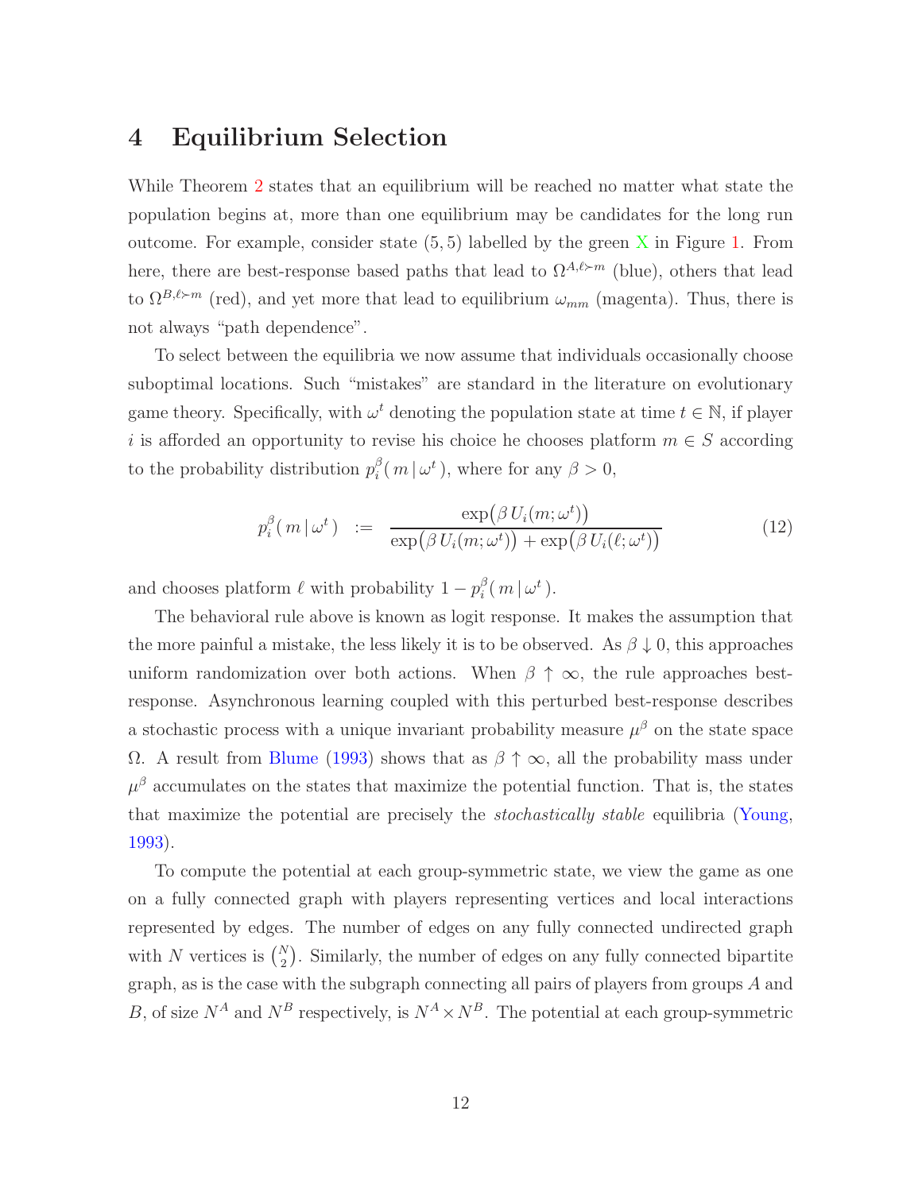# 4 Equilibrium Selection

While Theorem 2 states that an equilibrium will be reached no matter what state the population begins at, more than one equilibrium may be candidates for the long run outcome. For example, consider state $(5,5)$ labelled by the green X in Figure 1. From here, there are best-response based paths that lead to $\Omega^{A,\ell\succ m}$ (blue), others that lead to $\Omega^{B,\ell\succ m}$ (red), and yet more that lead to equilibrium $\omega_{mm}$ (magenta). Thus, there is not always "path dependence".

To select between the equilibria we now assume that individuals occasionally choose suboptimal locations. Such "mistakes" are standard in the literature on evolutionary game theory. Specifically, with $\omega^t$ denoting the population state at time $t \in \mathbb{N}$, if player $i$ is afforded an opportunity to revise his choice he chooses platform $m \in S$ according to the probability distribution $p_i^\beta(\, m \,|\, \omega^t \,)$, where for any $\beta > 0$,

$$p_i^\beta(\, m \,|\, \omega^t \,) \;\;:=\;\; \frac{\exp\bigl(\beta\, U_i(m;\omega^t)\bigr)}{\exp\bigl(\beta\, U_i(m;\omega^t)\bigr) + \exp\bigl(\beta\, U_i(\ell;\omega^t)\bigr)} \tag{12}$$

and chooses platform $\ell$ with probability $1 - p_i^\beta(\, m \,|\, \omega^t \,)$.

The behavioral rule above is known as logit response. It makes the assumption that the more painful a mistake, the less likely it is to be observed. As $\beta \downarrow 0$, this approaches uniform randomization over both actions. When $\beta \uparrow \infty$, the rule approaches best-response. Asynchronous learning coupled with this perturbed best-response describes a stochastic process with a unique invariant probability measure $\mu^\beta$ on the state space $\Omega$. A result from Blume (1993) shows that as $\beta \uparrow \infty$, all the probability mass under $\mu^\beta$ accumulates on the states that maximize the potential function. That is, the states that maximize the potential are precisely the *stochastically stable* equilibria (Young, 1993).

To compute the potential at each group-symmetric state, we view the game as one on a fully connected graph with players representing vertices and local interactions represented by edges. The number of edges on any fully connected undirected graph with $N$ vertices is $\binom{N}{2}$. Similarly, the number of edges on any fully connected bipartite graph, as is the case with the subgraph connecting all pairs of players from groups $A$ and $B$, of size $N^A$ and $N^B$ respectively, is $N^A \times N^B$. The potential at each group-symmetric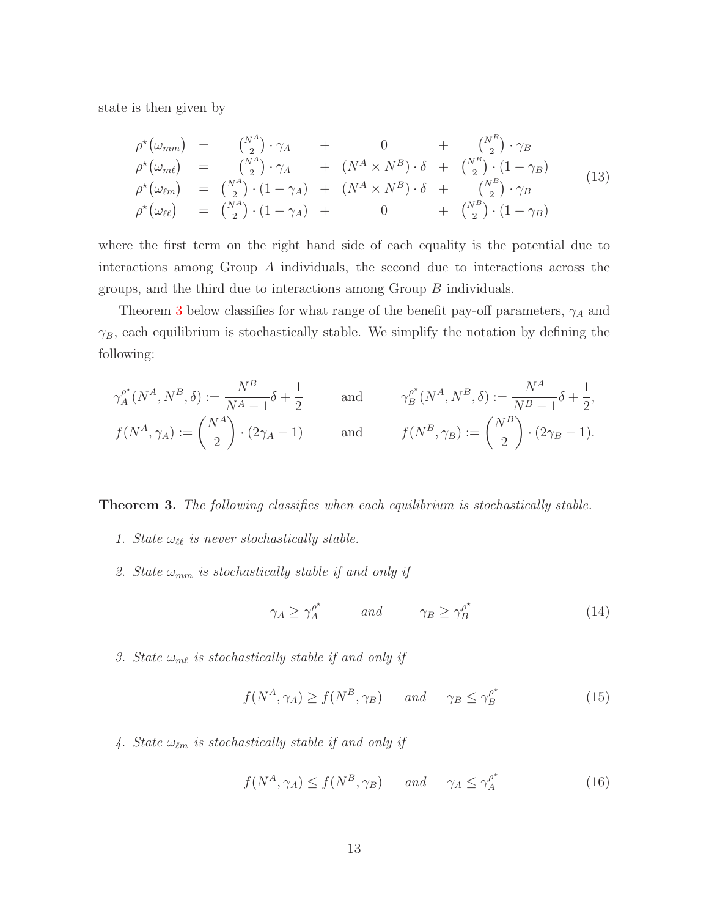state is then given by

$$
\begin{array}{rclcccc}
\rho^\star(\omega_{mm}) & = & \binom{N^A}{2}\cdot\gamma_A & + & 0 & + & \binom{N^B}{2}\cdot\gamma_B \\
\rho^\star(\omega_{m\ell}) & = & \binom{N^A}{2}\cdot\gamma_A & + & (N^A\times N^B)\cdot\delta & + & \binom{N^B}{2}\cdot(1-\gamma_B) \\
\rho^\star(\omega_{\ell m}) & = & \binom{N^A}{2}\cdot(1-\gamma_A) & + & (N^A\times N^B)\cdot\delta & + & \binom{N^B}{2}\cdot\gamma_B \\
\rho^\star(\omega_{\ell\ell}) & = & \binom{N^A}{2}\cdot(1-\gamma_A) & + & 0 & + & \binom{N^B}{2}\cdot(1-\gamma_B)
\end{array}
\tag{13}
$$

where the first term on the right hand side of each equality is the potential due to interactions among Group $A$ individuals, the second due to interactions across the groups, and the third due to interactions among Group $B$ individuals.

Theorem 3 below classifies for what range of the benefit pay-off parameters, $\gamma_A$ and $\gamma_B$, each equilibrium is stochastically stable. We simplify the notation by defining the following:

$$
\gamma_A^{\rho^\star}(N^A, N^B, \delta) := \frac{N^B}{N^A - 1}\delta + \frac{1}{2} \qquad \text{and} \qquad \gamma_B^{\rho^\star}(N^A, N^B, \delta) := \frac{N^A}{N^B - 1}\delta + \frac{1}{2},
$$

$$
f(N^A, \gamma_A) := \binom{N^A}{2}\cdot(2\gamma_A - 1) \qquad \text{and} \qquad f(N^B, \gamma_B) := \binom{N^B}{2}\cdot(2\gamma_B - 1).
$$

**Theorem 3.** *The following classifies when each equilibrium is stochastically stable.*

1. *State $\omega_{\ell\ell}$ is never stochastically stable.*
2. *State $\omega_{mm}$ is stochastically stable if and only if*

$$
\gamma_A \geq \gamma_A^{\rho^\star} \qquad \text{and} \qquad \gamma_B \geq \gamma_B^{\rho^\star} \tag{14}
$$

3. *State $\omega_{m\ell}$ is stochastically stable if and only if*

$$
f(N^A, \gamma_A) \geq f(N^B, \gamma_B) \qquad \text{and} \qquad \gamma_B \leq \gamma_B^{\rho^\star} \tag{15}
$$

4. *State $\omega_{\ell m}$ is stochastically stable if and only if*

$$
f(N^A, \gamma_A) \leq f(N^B, \gamma_B) \qquad \text{and} \qquad \gamma_A \leq \gamma_A^{\rho^\star} \tag{16}
$$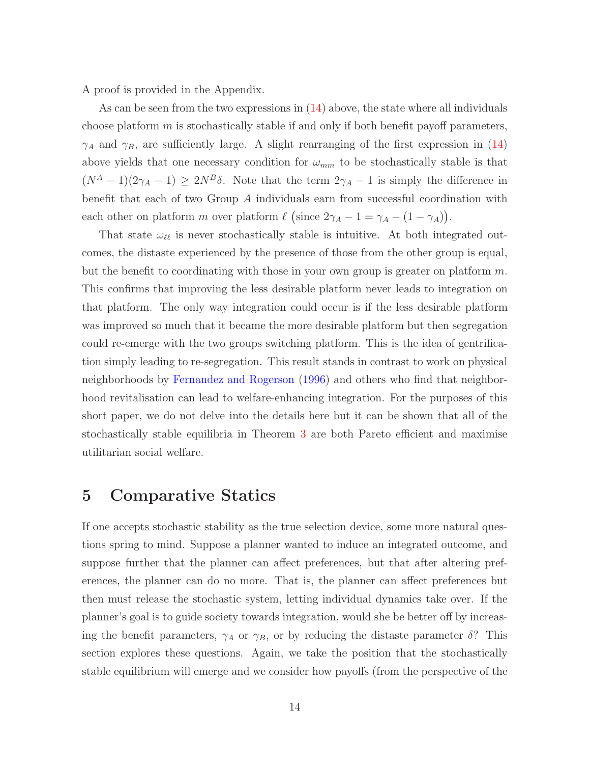A proof is provided in the Appendix.

As can be seen from the two expressions in (14) above, the state where all individuals choose platform $m$ is stochastically stable if and only if both benefit payoff parameters, $\gamma_A$ and $\gamma_B$, are sufficiently large. A slight rearranging of the first expression in (14) above yields that one necessary condition for $\omega_{mm}$ to be stochastically stable is that $(N^A - 1)(2\gamma_A - 1) \geq 2N^B\delta$. Note that the term $2\gamma_A - 1$ is simply the difference in benefit that each of two Group $A$ individuals earn from successful coordination with each other on platform $m$ over platform $\ell$ $\big($since $2\gamma_A - 1 = \gamma_A - (1 - \gamma_A)\big)$.

That state $\omega_{\ell\ell}$ is never stochastically stable is intuitive. At both integrated outcomes, the distaste experienced by the presence of those from the other group is equal, but the benefit to coordinating with those in your own group is greater on platform $m$. This confirms that improving the less desirable platform never leads to integration on that platform. The only way integration could occur is if the less desirable platform was improved so much that it became the more desirable platform but then segregation could re-emerge with the two groups switching platform. This is the idea of gentrification simply leading to re-segregation. This result stands in contrast to work on physical neighborhoods by Fernandez and Rogerson (1996) and others who find that neighborhood revitalisation can lead to welfare-enhancing integration. For the purposes of this short paper, we do not delve into the details here but it can be shown that all of the stochastically stable equilibria in Theorem 3 are both Pareto efficient and maximise utilitarian social welfare.

# 5 Comparative Statics

If one accepts stochastic stability as the true selection device, some more natural questions spring to mind. Suppose a planner wanted to induce an integrated outcome, and suppose further that the planner can affect preferences, but that after altering preferences, the planner can do no more. That is, the planner can affect preferences but then must release the stochastic system, letting individual dynamics take over. If the planner's goal is to guide society towards integration, would she be better off by increasing the benefit parameters, $\gamma_A$ or $\gamma_B$, or by reducing the distaste parameter $\delta$? This section explores these questions. Again, we take the position that the stochastically stable equilibrium will emerge and we consider how payoffs (from the perspective of the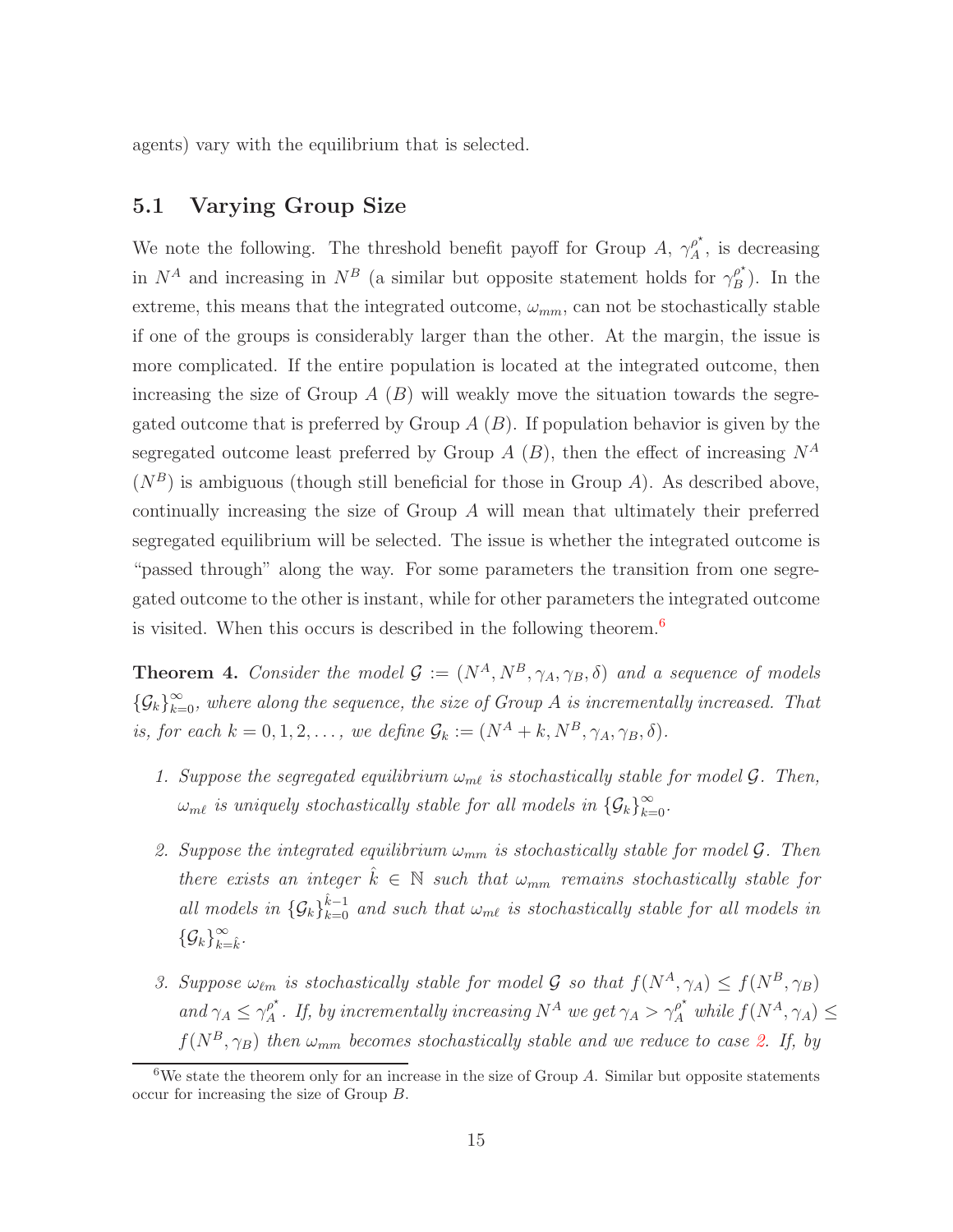agents) vary with the equilibrium that is selected.

## 5.1 Varying Group Size

We note the following. The threshold benefit payoff for Group $A$, $\gamma_A^{\rho^\star}$, is decreasing in $N^A$ and increasing in $N^B$ (a similar but opposite statement holds for $\gamma_B^{\rho^\star}$). In the extreme, this means that the integrated outcome, $\omega_{mm}$, can not be stochastically stable if one of the groups is considerably larger than the other. At the margin, the issue is more complicated. If the entire population is located at the integrated outcome, then increasing the size of Group $A$ ($B$) will weakly move the situation towards the segregated outcome that is preferred by Group $A$ ($B$). If population behavior is given by the segregated outcome least preferred by Group $A$ ($B$), then the effect of increasing $N^A$ ($N^B$) is ambiguous (though still beneficial for those in Group $A$). As described above, continually increasing the size of Group $A$ will mean that ultimately their preferred segregated equilibrium will be selected. The issue is whether the integrated outcome is "passed through" along the way. For some parameters the transition from one segregated outcome to the other is instant, while for other parameters the integrated outcome is visited. When this occurs is described in the following theorem.[6]

**Theorem 4.** *Consider the model $\mathcal{G} := (N^A, N^B, \gamma_A, \gamma_B, \delta)$ and a sequence of models $\{\mathcal{G}_k\}_{k=0}^{\infty}$, where along the sequence, the size of Group A is incrementally increased. That is, for each $k = 0, 1, 2, \ldots$, we define $\mathcal{G}_k := (N^A + k, N^B, \gamma_A, \gamma_B, \delta)$.*

1. *Suppose the segregated equilibrium $\omega_{m\ell}$ is stochastically stable for model $\mathcal{G}$. Then, $\omega_{m\ell}$ is uniquely stochastically stable for all models in $\{\mathcal{G}_k\}_{k=0}^{\infty}$.*

2. *Suppose the integrated equilibrium $\omega_{mm}$ is stochastically stable for model $\mathcal{G}$. Then there exists an integer $\hat{k} \in \mathbb{N}$ such that $\omega_{mm}$ remains stochastically stable for all models in $\{\mathcal{G}_k\}_{k=0}^{\hat{k}-1}$ and such that $\omega_{m\ell}$ is stochastically stable for all models in $\{\mathcal{G}_k\}_{k=\hat{k}}^{\infty}$.*

3. *Suppose $\omega_{\ell m}$ is stochastically stable for model $\mathcal{G}$ so that $f(N^A, \gamma_A) \leq f(N^B, \gamma_B)$ and $\gamma_A \leq \gamma_A^{\rho^\star}$. If, by incrementally increasing $N^A$ we get $\gamma_A > \gamma_A^{\rho^\star}$ while $f(N^A, \gamma_A) \leq f(N^B, \gamma_B)$ then $\omega_{mm}$ becomes stochastically stable and we reduce to case 2. If, by*

[6] We state the theorem only for an increase in the size of Group $A$. Similar but opposite statements occur for increasing the size of Group $B$.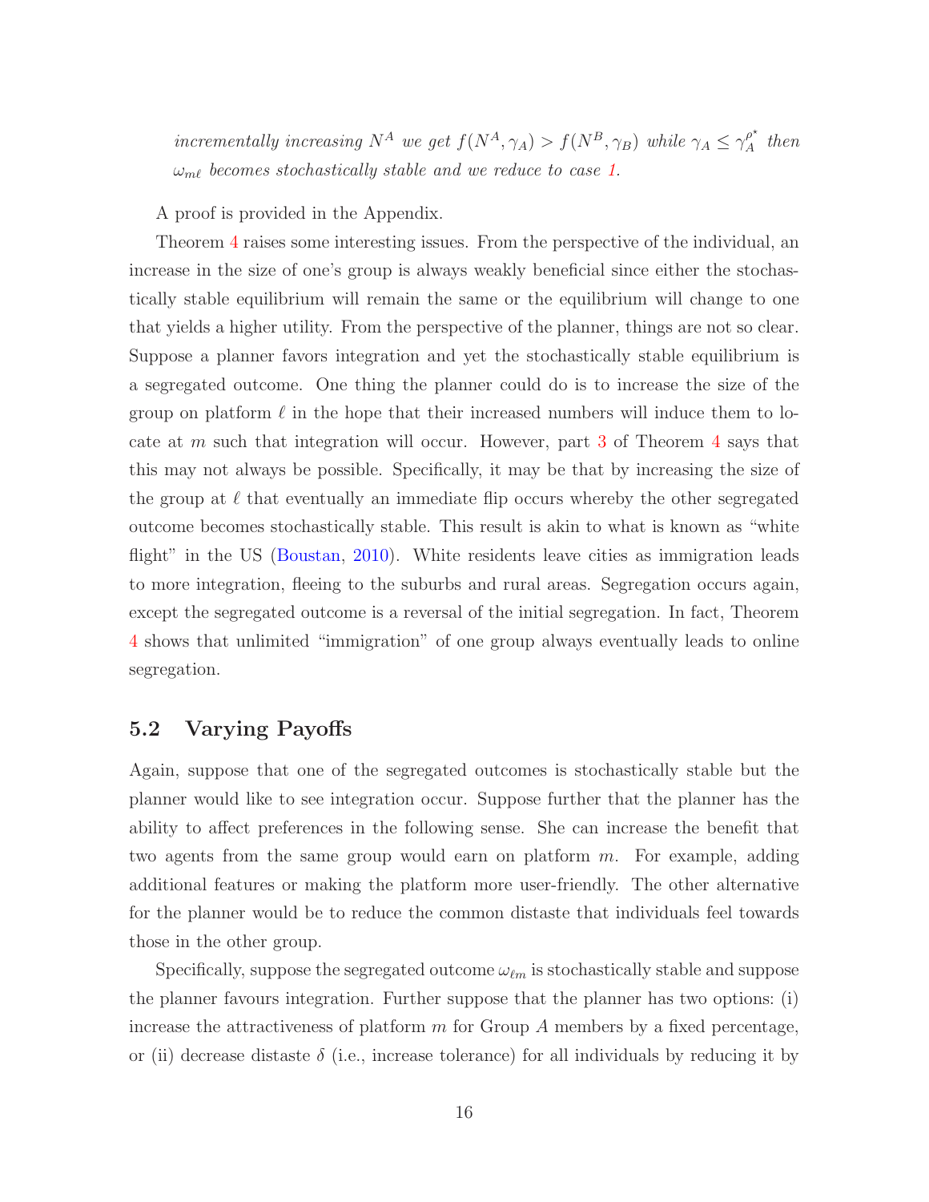*incrementally increasing $N^A$ we get $f(N^A, \gamma_A) > f(N^B, \gamma_B)$ while $\gamma_A \leq \gamma_A^{\rho^\star}$ then $\omega_{m\ell}$ becomes stochastically stable and we reduce to case 1.*

A proof is provided in the Appendix.

Theorem 4 raises some interesting issues. From the perspective of the individual, an increase in the size of one's group is always weakly beneficial since either the stochastically stable equilibrium will remain the same or the equilibrium will change to one that yields a higher utility. From the perspective of the planner, things are not so clear. Suppose a planner favors integration and yet the stochastically stable equilibrium is a segregated outcome. One thing the planner could do is to increase the size of the group on platform $\ell$ in the hope that their increased numbers will induce them to locate at $m$ such that integration will occur. However, part 3 of Theorem 4 says that this may not always be possible. Specifically, it may be that by increasing the size of the group at $\ell$ that eventually an immediate flip occurs whereby the other segregated outcome becomes stochastically stable. This result is akin to what is known as "white flight" in the US (Boustan, 2010). White residents leave cities as immigration leads to more integration, fleeing to the suburbs and rural areas. Segregation occurs again, except the segregated outcome is a reversal of the initial segregation. In fact, Theorem 4 shows that unlimited "immigration" of one group always eventually leads to online segregation.

## 5.2 Varying Payoffs

Again, suppose that one of the segregated outcomes is stochastically stable but the planner would like to see integration occur. Suppose further that the planner has the ability to affect preferences in the following sense. She can increase the benefit that two agents from the same group would earn on platform $m$. For example, adding additional features or making the platform more user-friendly. The other alternative for the planner would be to reduce the common distaste that individuals feel towards those in the other group.

Specifically, suppose the segregated outcome $\omega_{\ell m}$ is stochastically stable and suppose the planner favours integration. Further suppose that the planner has two options: (i) increase the attractiveness of platform $m$ for Group $A$ members by a fixed percentage, or (ii) decrease distaste $\delta$ (i.e., increase tolerance) for all individuals by reducing it by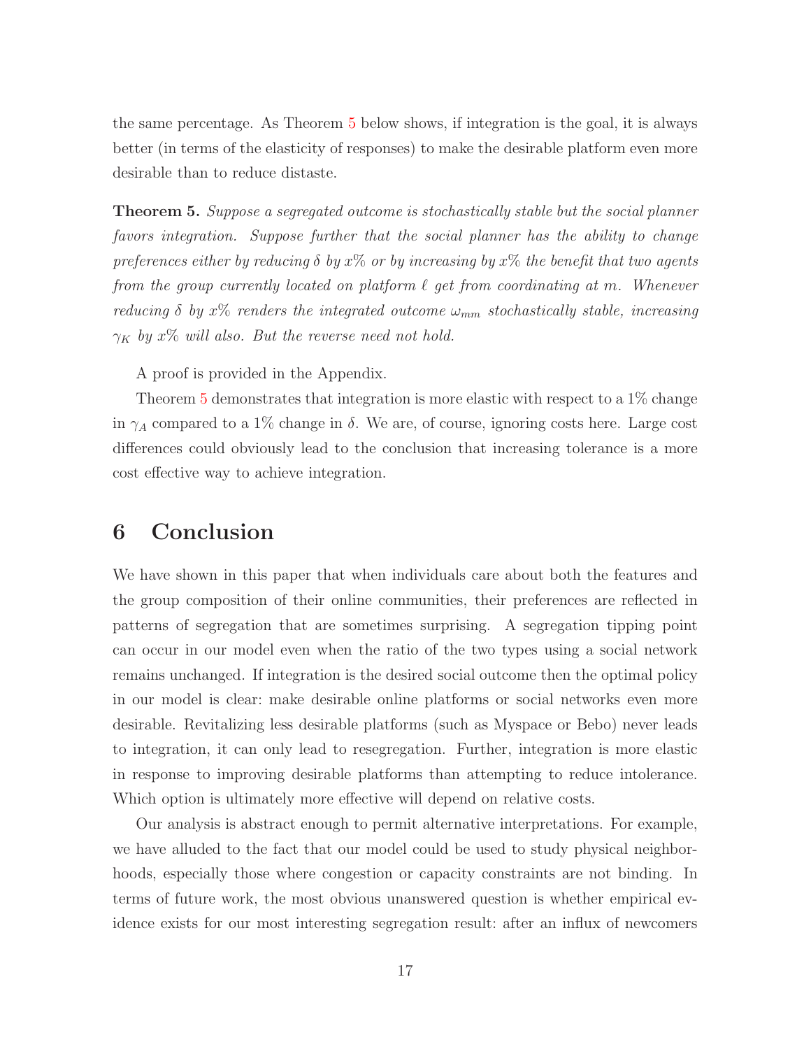the same percentage. As Theorem 5 below shows, if integration is the goal, it is always better (in terms of the elasticity of responses) to make the desirable platform even more desirable than to reduce distaste.

**Theorem 5.** *Suppose a segregated outcome is stochastically stable but the social planner favors integration. Suppose further that the social planner has the ability to change preferences either by reducing $\delta$ by $x\%$ or by increasing by $x\%$ the benefit that two agents from the group currently located on platform $\ell$ get from coordinating at $m$. Whenever reducing $\delta$ by $x\%$ renders the integrated outcome $\omega_{mm}$ stochastically stable, increasing $\gamma_K$ by $x\%$ will also. But the reverse need not hold.*

A proof is provided in the Appendix.

Theorem 5 demonstrates that integration is more elastic with respect to a 1% change in $\gamma_A$ compared to a 1% change in $\delta$. We are, of course, ignoring costs here. Large cost differences could obviously lead to the conclusion that increasing tolerance is a more cost effective way to achieve integration.

# 6 Conclusion

We have shown in this paper that when individuals care about both the features and the group composition of their online communities, their preferences are reflected in patterns of segregation that are sometimes surprising. A segregation tipping point can occur in our model even when the ratio of the two types using a social network remains unchanged. If integration is the desired social outcome then the optimal policy in our model is clear: make desirable online platforms or social networks even more desirable. Revitalizing less desirable platforms (such as Myspace or Bebo) never leads to integration, it can only lead to resegregation. Further, integration is more elastic in response to improving desirable platforms than attempting to reduce intolerance. Which option is ultimately more effective will depend on relative costs.

Our analysis is abstract enough to permit alternative interpretations. For example, we have alluded to the fact that our model could be used to study physical neighborhoods, especially those where congestion or capacity constraints are not binding. In terms of future work, the most obvious unanswered question is whether empirical evidence exists for our most interesting segregation result: after an influx of newcomers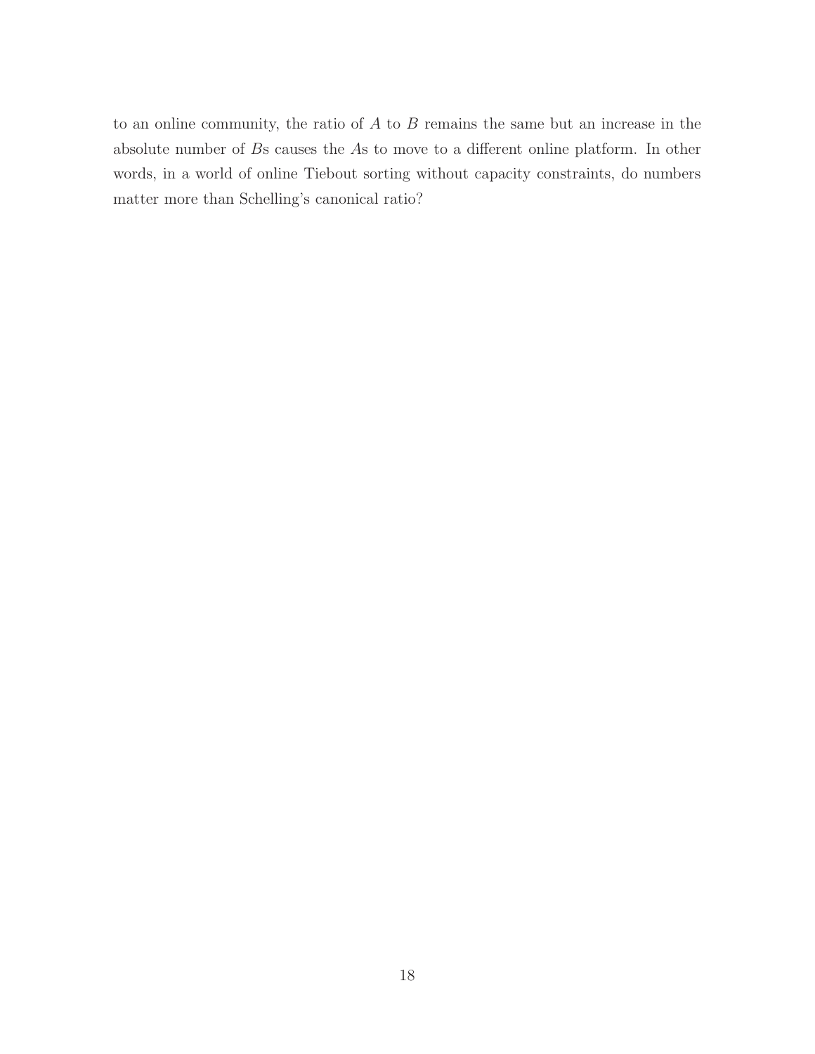to an online community, the ratio of $A$ to $B$ remains the same but an increase in the absolute number of $B$s causes the $A$s to move to a different online platform. In other words, in a world of online Tiebout sorting without capacity constraints, do numbers matter more than Schelling's canonical ratio?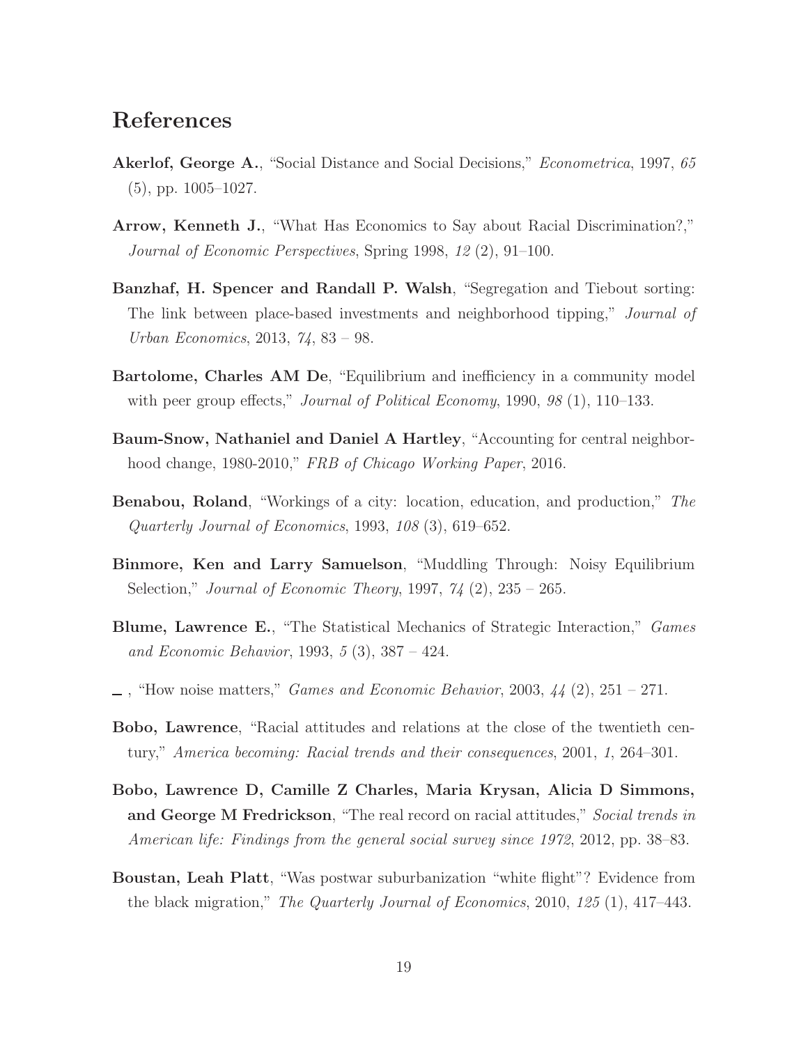# References

**Akerlof, George A.**, "Social Distance and Social Decisions," *Econometrica*, 1997, *65* (5), pp. 1005–1027.

**Arrow, Kenneth J.**, "What Has Economics to Say about Racial Discrimination?," *Journal of Economic Perspectives*, Spring 1998, *12* (2), 91–100.

**Banzhaf, H. Spencer and Randall P. Walsh**, "Segregation and Tiebout sorting: The link between place-based investments and neighborhood tipping," *Journal of Urban Economics*, 2013, *74*, 83 – 98.

**Bartolome, Charles AM De**, "Equilibrium and inefficiency in a community model with peer group effects," *Journal of Political Economy*, 1990, *98* (1), 110–133.

**Baum-Snow, Nathaniel and Daniel A Hartley**, "Accounting for central neighborhood change, 1980-2010," *FRB of Chicago Working Paper*, 2016.

**Benabou, Roland**, "Workings of a city: location, education, and production," *The Quarterly Journal of Economics*, 1993, *108* (3), 619–652.

**Binmore, Ken and Larry Samuelson**, "Muddling Through: Noisy Equilibrium Selection," *Journal of Economic Theory*, 1997, *74* (2), 235 – 265.

**Blume, Lawrence E.**, "The Statistical Mechanics of Strategic Interaction," *Games and Economic Behavior*, 1993, *5* (3), 387 – 424.

_ , "How noise matters," *Games and Economic Behavior*, 2003, *44* (2), 251 – 271.

**Bobo, Lawrence**, "Racial attitudes and relations at the close of the twentieth century," *America becoming: Racial trends and their consequences*, 2001, *1*, 264–301.

**Bobo, Lawrence D, Camille Z Charles, Maria Krysan, Alicia D Simmons, and George M Fredrickson**, "The real record on racial attitudes," *Social trends in American life: Findings from the general social survey since 1972*, 2012, pp. 38–83.

**Boustan, Leah Platt**, "Was postwar suburbanization "white flight"? Evidence from the black migration," *The Quarterly Journal of Economics*, 2010, *125* (1), 417–443.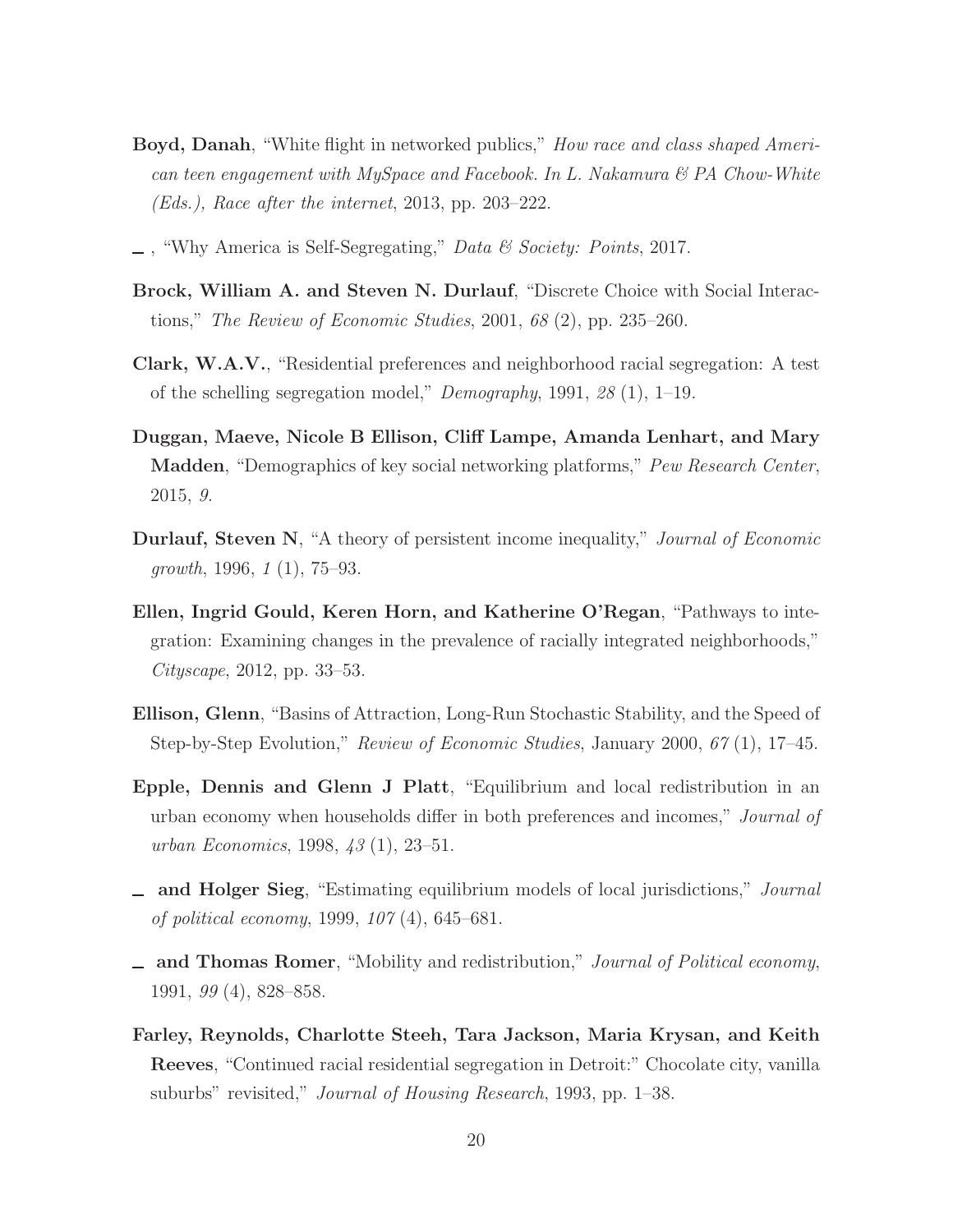**Boyd, Danah**, "White flight in networked publics," *How race and class shaped American teen engagement with MySpace and Facebook. In L. Nakamura & PA Chow-White (Eds.), Race after the internet*, 2013, pp. 203–222.

_ , "Why America is Self-Segregating," *Data & Society: Points*, 2017.

**Brock, William A. and Steven N. Durlauf**, "Discrete Choice with Social Interactions," *The Review of Economic Studies*, 2001, *68* (2), pp. 235–260.

**Clark, W.A.V.**, "Residential preferences and neighborhood racial segregation: A test of the schelling segregation model," *Demography*, 1991, *28* (1), 1–19.

**Duggan, Maeve, Nicole B Ellison, Cliff Lampe, Amanda Lenhart, and Mary Madden**, "Demographics of key social networking platforms," *Pew Research Center*, 2015, *9.*

**Durlauf, Steven N**, "A theory of persistent income inequality," *Journal of Economic growth*, 1996, *1* (1), 75–93.

**Ellen, Ingrid Gould, Keren Horn, and Katherine O'Regan**, "Pathways to integration: Examining changes in the prevalence of racially integrated neighborhoods," *Cityscape*, 2012, pp. 33–53.

**Ellison, Glenn**, "Basins of Attraction, Long-Run Stochastic Stability, and the Speed of Step-by-Step Evolution," *Review of Economic Studies*, January 2000, *67* (1), 17–45.

**Epple, Dennis and Glenn J Platt**, "Equilibrium and local redistribution in an urban economy when households differ in both preferences and incomes," *Journal of urban Economics*, 1998, *43* (1), 23–51.

_ **and Holger Sieg**, "Estimating equilibrium models of local jurisdictions," *Journal of political economy*, 1999, *107* (4), 645–681.

_ **and Thomas Romer**, "Mobility and redistribution," *Journal of Political economy*, 1991, *99* (4), 828–858.

**Farley, Reynolds, Charlotte Steeh, Tara Jackson, Maria Krysan, and Keith Reeves**, "Continued racial residential segregation in Detroit:" Chocolate city, vanilla suburbs" revisited," *Journal of Housing Research*, 1993, pp. 1–38.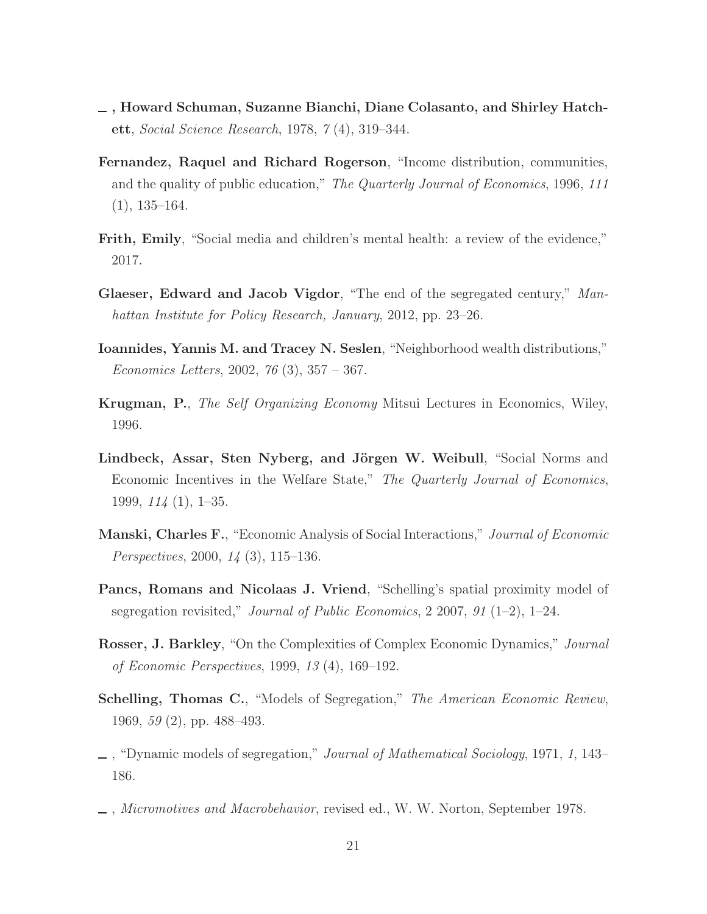—, **Howard Schuman, Suzanne Bianchi, Diane Colasanto, and Shirley Hatchett**, *Social Science Research*, 1978, *7* (4), 319–344.

**Fernandez, Raquel and Richard Rogerson**, "Income distribution, communities, and the quality of public education," *The Quarterly Journal of Economics*, 1996, *111* (1), 135–164.

**Frith, Emily**, "Social media and children's mental health: a review of the evidence," 2017.

**Glaeser, Edward and Jacob Vigdor**, "The end of the segregated century," *Manhattan Institute for Policy Research, January*, 2012, pp. 23–26.

**Ioannides, Yannis M. and Tracey N. Seslen**, "Neighborhood wealth distributions," *Economics Letters*, 2002, *76* (3), 357 – 367.

**Krugman, P.**, *The Self Organizing Economy* Mitsui Lectures in Economics, Wiley, 1996.

**Lindbeck, Assar, Sten Nyberg, and Jörgen W. Weibull**, "Social Norms and Economic Incentives in the Welfare State," *The Quarterly Journal of Economics*, 1999, *114* (1), 1–35.

**Manski, Charles F.**, "Economic Analysis of Social Interactions," *Journal of Economic Perspectives*, 2000, *14* (3), 115–136.

**Pancs, Romans and Nicolaas J. Vriend**, "Schelling's spatial proximity model of segregation revisited," *Journal of Public Economics*, 2 2007, *91* (1–2), 1–24.

**Rosser, J. Barkley**, "On the Complexities of Complex Economic Dynamics," *Journal of Economic Perspectives*, 1999, *13* (4), 169–192.

**Schelling, Thomas C.**, "Models of Segregation," *The American Economic Review*, 1969, *59* (2), pp. 488–493.

—, "Dynamic models of segregation," *Journal of Mathematical Sociology*, 1971, *1*, 143–186.

—, *Micromotives and Macrobehavior*, revised ed., W. W. Norton, September 1978.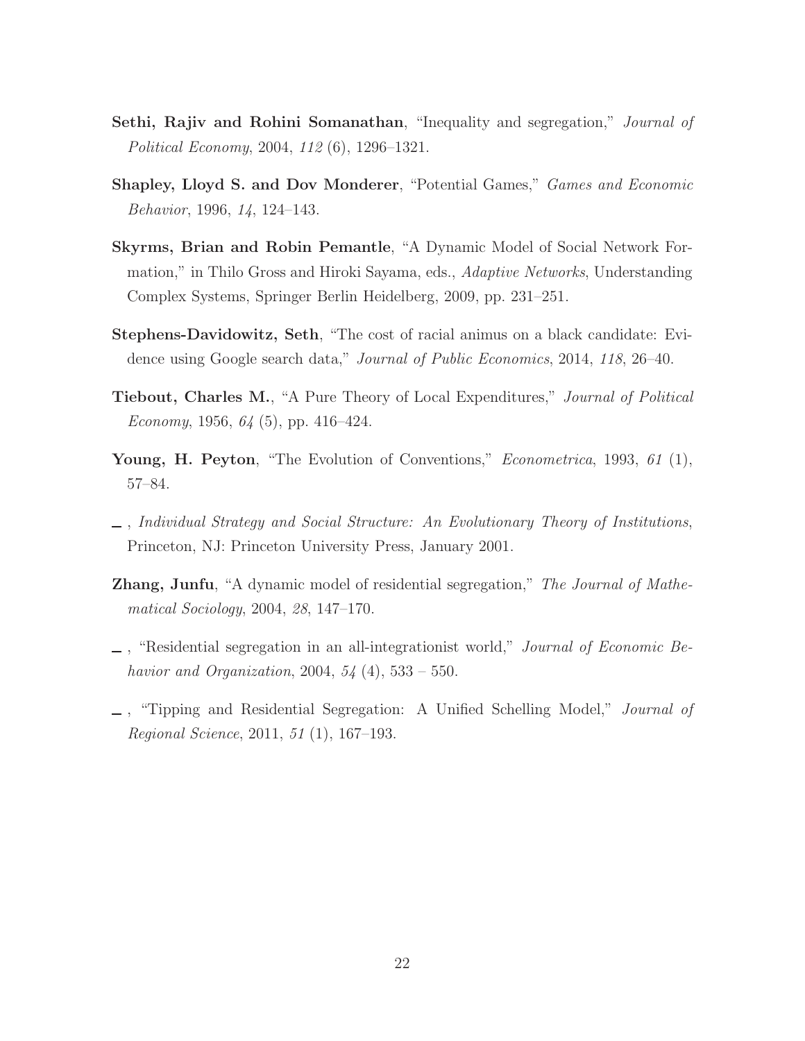**Sethi, Rajiv and Rohini Somanathan**, "Inequality and segregation," *Journal of Political Economy*, 2004, *112* (6), 1296–1321.

**Shapley, Lloyd S. and Dov Monderer**, "Potential Games," *Games and Economic Behavior*, 1996, *14*, 124–143.

**Skyrms, Brian and Robin Pemantle**, "A Dynamic Model of Social Network Formation," in Thilo Gross and Hiroki Sayama, eds., *Adaptive Networks*, Understanding Complex Systems, Springer Berlin Heidelberg, 2009, pp. 231–251.

**Stephens-Davidowitz, Seth**, "The cost of racial animus on a black candidate: Evidence using Google search data," *Journal of Public Economics*, 2014, *118*, 26–40.

**Tiebout, Charles M.**, "A Pure Theory of Local Expenditures," *Journal of Political Economy*, 1956, *64* (5), pp. 416–424.

**Young, H. Peyton**, "The Evolution of Conventions," *Econometrica*, 1993, *61* (1), 57–84.

\_ , *Individual Strategy and Social Structure: An Evolutionary Theory of Institutions*, Princeton, NJ: Princeton University Press, January 2001.

**Zhang, Junfu**, "A dynamic model of residential segregation," *The Journal of Mathematical Sociology*, 2004, *28*, 147–170.

\_ , "Residential segregation in an all-integrationist world," *Journal of Economic Behavior and Organization*, 2004, *54* (4), 533 – 550.

\_ , "Tipping and Residential Segregation: A Unified Schelling Model," *Journal of Regional Science*, 2011, *51* (1), 167–193.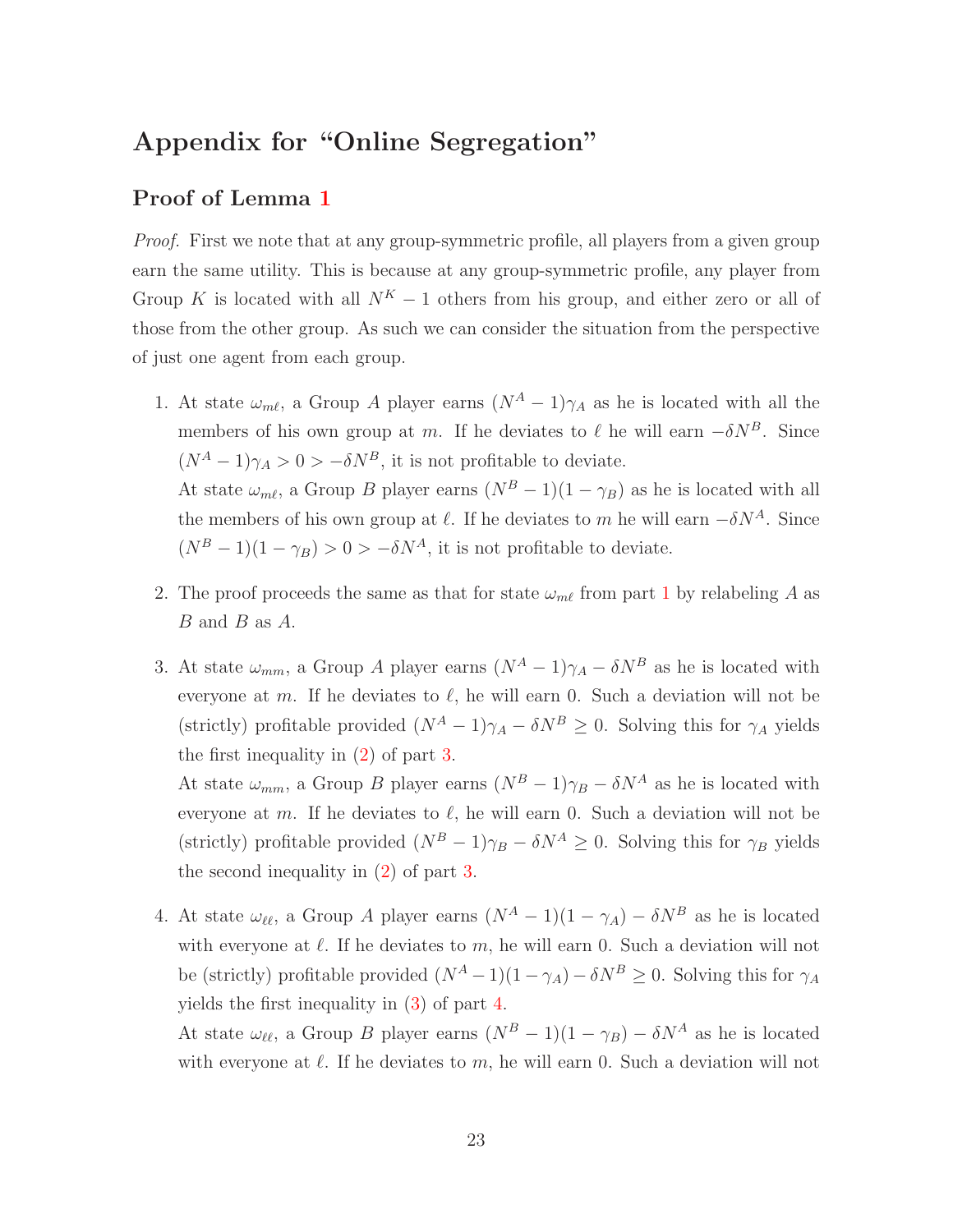# Appendix for "Online Segregation"

## Proof of Lemma 1

*Proof.* First we note that at any group-symmetric profile, all players from a given group earn the same utility. This is because at any group-symmetric profile, any player from Group $K$ is located with all $N^K - 1$ others from his group, and either zero or all of those from the other group. As such we can consider the situation from the perspective of just one agent from each group.

1. At state $\omega_{m\ell}$, a Group $A$ player earns $(N^A - 1)\gamma_A$ as he is located with all the members of his own group at $m$. If he deviates to $\ell$ he will earn $-\delta N^B$. Since $(N^A - 1)\gamma_A > 0 > -\delta N^B$, it is not profitable to deviate.
   At state $\omega_{m\ell}$, a Group $B$ player earns $(N^B - 1)(1 - \gamma_B)$ as he is located with all the members of his own group at $\ell$. If he deviates to $m$ he will earn $-\delta N^A$. Since $(N^B - 1)(1 - \gamma_B) > 0 > -\delta N^A$, it is not profitable to deviate.

2. The proof proceeds the same as that for state $\omega_{m\ell}$ from part 1 by relabeling $A$ as $B$ and $B$ as $A$.

3. At state $\omega_{mm}$, a Group $A$ player earns $(N^A - 1)\gamma_A - \delta N^B$ as he is located with everyone at $m$. If he deviates to $\ell$, he will earn 0. Such a deviation will not be (strictly) profitable provided $(N^A - 1)\gamma_A - \delta N^B \geq 0$. Solving this for $\gamma_A$ yields the first inequality in (2) of part 3.
   At state $\omega_{mm}$, a Group $B$ player earns $(N^B - 1)\gamma_B - \delta N^A$ as he is located with everyone at $m$. If he deviates to $\ell$, he will earn 0. Such a deviation will not be (strictly) profitable provided $(N^B - 1)\gamma_B - \delta N^A \geq 0$. Solving this for $\gamma_B$ yields the second inequality in (2) of part 3.

4. At state $\omega_{\ell\ell}$, a Group $A$ player earns $(N^A - 1)(1 - \gamma_A) - \delta N^B$ as he is located with everyone at $\ell$. If he deviates to $m$, he will earn 0. Such a deviation will not be (strictly) profitable provided $(N^A - 1)(1 - \gamma_A) - \delta N^B \geq 0$. Solving this for $\gamma_A$ yields the first inequality in (3) of part 4.
   At state $\omega_{\ell\ell}$, a Group $B$ player earns $(N^B - 1)(1 - \gamma_B) - \delta N^A$ as he is located with everyone at $\ell$. If he deviates to $m$, he will earn 0. Such a deviation will not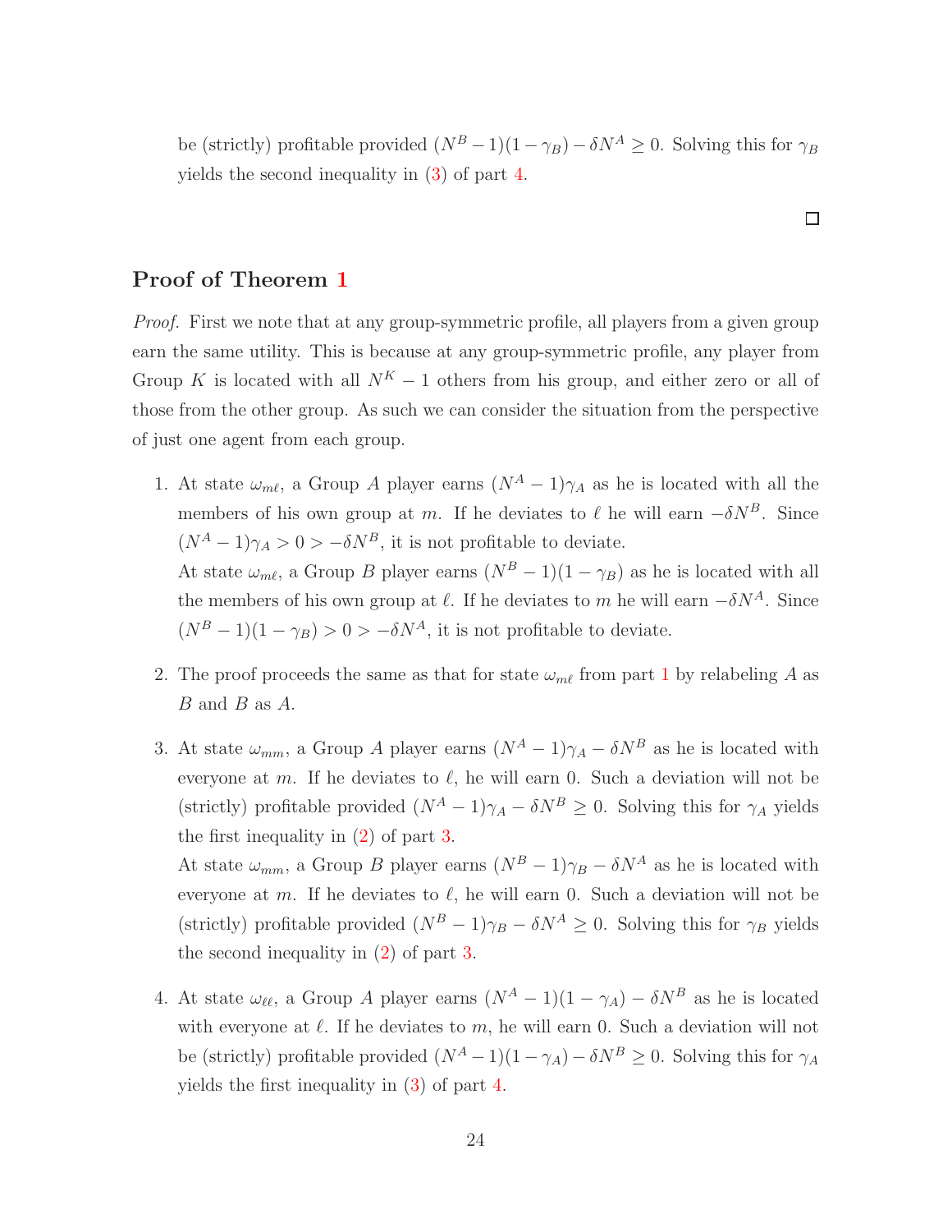be (strictly) profitable provided $(N^B - 1)(1 - \gamma_B) - \delta N^A \geq 0$. Solving this for $\gamma_B$ yields the second inequality in (3) of part 4.

□

## Proof of Theorem 1

*Proof.* First we note that at any group-symmetric profile, all players from a given group earn the same utility. This is because at any group-symmetric profile, any player from Group $K$ is located with all $N^K - 1$ others from his group, and either zero or all of those from the other group. As such we can consider the situation from the perspective of just one agent from each group.

1. At state $\omega_{m\ell}$, a Group $A$ player earns $(N^A - 1)\gamma_A$ as he is located with all the members of his own group at $m$. If he deviates to $\ell$ he will earn $-\delta N^B$. Since $(N^A - 1)\gamma_A > 0 > -\delta N^B$, it is not profitable to deviate.
   At state $\omega_{m\ell}$, a Group $B$ player earns $(N^B - 1)(1 - \gamma_B)$ as he is located with all the members of his own group at $\ell$. If he deviates to $m$ he will earn $-\delta N^A$. Since $(N^B - 1)(1 - \gamma_B) > 0 > -\delta N^A$, it is not profitable to deviate.

2. The proof proceeds the same as that for state $\omega_{m\ell}$ from part 1 by relabeling $A$ as $B$ and $B$ as $A$.

3. At state $\omega_{mm}$, a Group $A$ player earns $(N^A - 1)\gamma_A - \delta N^B$ as he is located with everyone at $m$. If he deviates to $\ell$, he will earn 0. Such a deviation will not be (strictly) profitable provided $(N^A - 1)\gamma_A - \delta N^B \geq 0$. Solving this for $\gamma_A$ yields the first inequality in (2) of part 3.
   At state $\omega_{mm}$, a Group $B$ player earns $(N^B - 1)\gamma_B - \delta N^A$ as he is located with everyone at $m$. If he deviates to $\ell$, he will earn 0. Such a deviation will not be (strictly) profitable provided $(N^B - 1)\gamma_B - \delta N^A \geq 0$. Solving this for $\gamma_B$ yields the second inequality in (2) of part 3.

4. At state $\omega_{\ell\ell}$, a Group $A$ player earns $(N^A - 1)(1 - \gamma_A) - \delta N^B$ as he is located with everyone at $\ell$. If he deviates to $m$, he will earn 0. Such a deviation will not be (strictly) profitable provided $(N^A - 1)(1 - \gamma_A) - \delta N^B \geq 0$. Solving this for $\gamma_A$ yields the first inequality in (3) of part 4.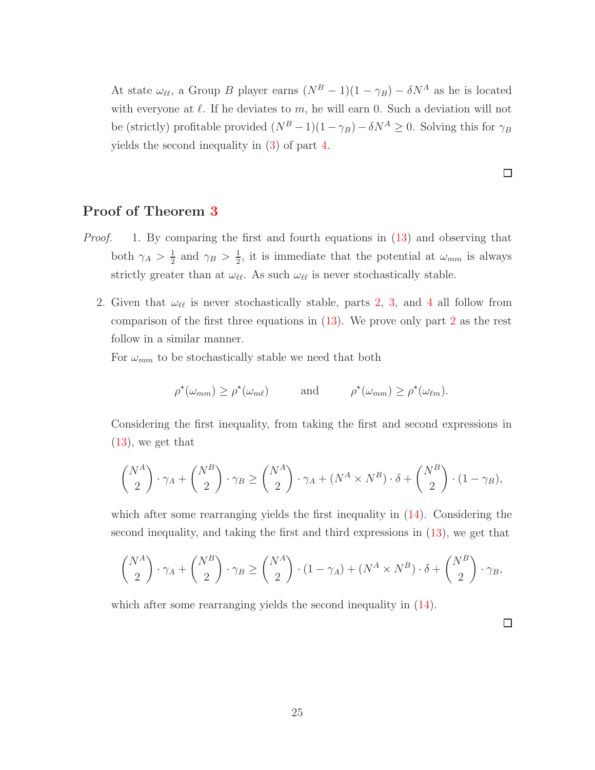At state $\omega_{\ell\ell}$, a Group $B$ player earns $(N^B - 1)(1 - \gamma_B) - \delta N^A$ as he is located with everyone at $\ell$. If he deviates to $m$, he will earn 0. Such a deviation will not be (strictly) profitable provided $(N^B - 1)(1 - \gamma_B) - \delta N^A \geq 0$. Solving this for $\gamma_B$ yields the second inequality in (3) of part 4.

□

## Proof of Theorem 3

*Proof.*

1. By comparing the first and fourth equations in (13) and observing that both $\gamma_A > \frac{1}{2}$ and $\gamma_B > \frac{1}{2}$, it is immediate that the potential at $\omega_{mm}$ is always strictly greater than at $\omega_{\ell\ell}$. As such $\omega_{\ell\ell}$ is never stochastically stable.

2. Given that $\omega_{\ell\ell}$ is never stochastically stable, parts 2, 3, and 4 all follow from comparison of the first three equations in (13). We prove only part 2 as the rest follow in a similar manner.

   For $\omega_{mm}$ to be stochastically stable we need that both

$$\rho^\star(\omega_{mm}) \geq \rho^\star(\omega_{m\ell}) \qquad \text{and} \qquad \rho^\star(\omega_{mm}) \geq \rho^\star(\omega_{\ell m}).$$

   Considering the first inequality, from taking the first and second expressions in (13), we get that

$$\binom{N^A}{2} \cdot \gamma_A + \binom{N^B}{2} \cdot \gamma_B \geq \binom{N^A}{2} \cdot \gamma_A + (N^A \times N^B) \cdot \delta + \binom{N^B}{2} \cdot (1 - \gamma_B),$$

   which after some rearranging yields the first inequality in (14). Considering the second inequality, and taking the first and third expressions in (13), we get that

$$\binom{N^A}{2} \cdot \gamma_A + \binom{N^B}{2} \cdot \gamma_B \geq \binom{N^A}{2} \cdot (1 - \gamma_A) + (N^A \times N^B) \cdot \delta + \binom{N^B}{2} \cdot \gamma_B,$$

   which after some rearranging yields the second inequality in (14).

□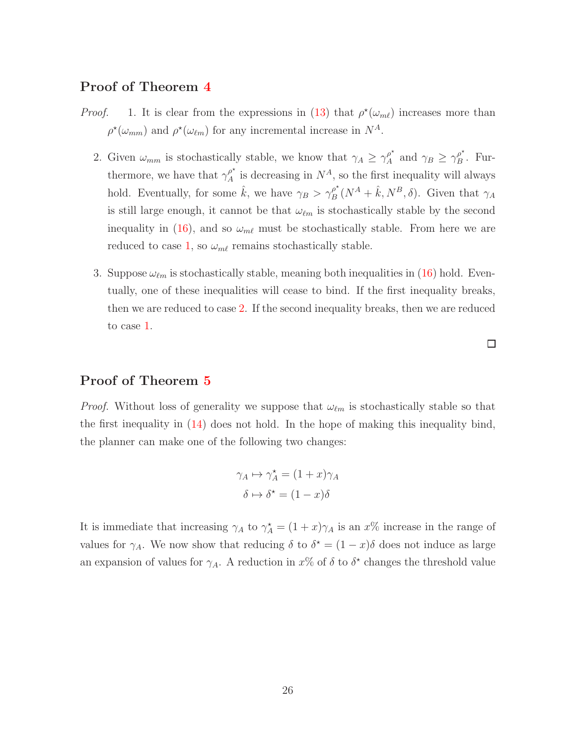### Proof of Theorem 4

*Proof.*

1. It is clear from the expressions in (13) that $\rho^\star(\omega_{m\ell})$ increases more than $\rho^\star(\omega_{mm})$ and $\rho^\star(\omega_{\ell m})$ for any incremental increase in $N^A$.

2. Given $\omega_{mm}$ is stochastically stable, we know that $\gamma_A \geq \gamma_A^{\rho^\star}$ and $\gamma_B \geq \gamma_B^{\rho^\star}$. Furthermore, we have that $\gamma_A^{\rho^\star}$ is decreasing in $N^A$, so the first inequality will always hold. Eventually, for some $\hat{k}$, we have $\gamma_B > \gamma_B^{\rho^\star}(N^A + \hat{k}, N^B, \delta)$. Given that $\gamma_A$ is still large enough, it cannot be that $\omega_{\ell m}$ is stochastically stable by the second inequality in (16), and so $\omega_{m\ell}$ must be stochastically stable. From here we are reduced to case 1, so $\omega_{m\ell}$ remains stochastically stable.

3. Suppose $\omega_{\ell m}$ is stochastically stable, meaning both inequalities in (16) hold. Eventually, one of these inequalities will cease to bind. If the first inequality breaks, then we are reduced to case 2. If the second inequality breaks, then we are reduced to case 1.

□

### Proof of Theorem 5

*Proof.* Without loss of generality we suppose that $\omega_{\ell m}$ is stochastically stable so that the first inequality in (14) does not hold. In the hope of making this inequality bind, the planner can make one of the following two changes:

$$\gamma_A \mapsto \gamma_A^\star = (1+x)\gamma_A$$
$$\delta \mapsto \delta^\star = (1-x)\delta$$

It is immediate that increasing $\gamma_A$ to $\gamma_A^\star = (1+x)\gamma_A$ is an $x\%$ increase in the range of values for $\gamma_A$. We now show that reducing $\delta$ to $\delta^\star = (1-x)\delta$ does not induce as large an expansion of values for $\gamma_A$. A reduction in $x\%$ of $\delta$ to $\delta^\star$ changes the threshold value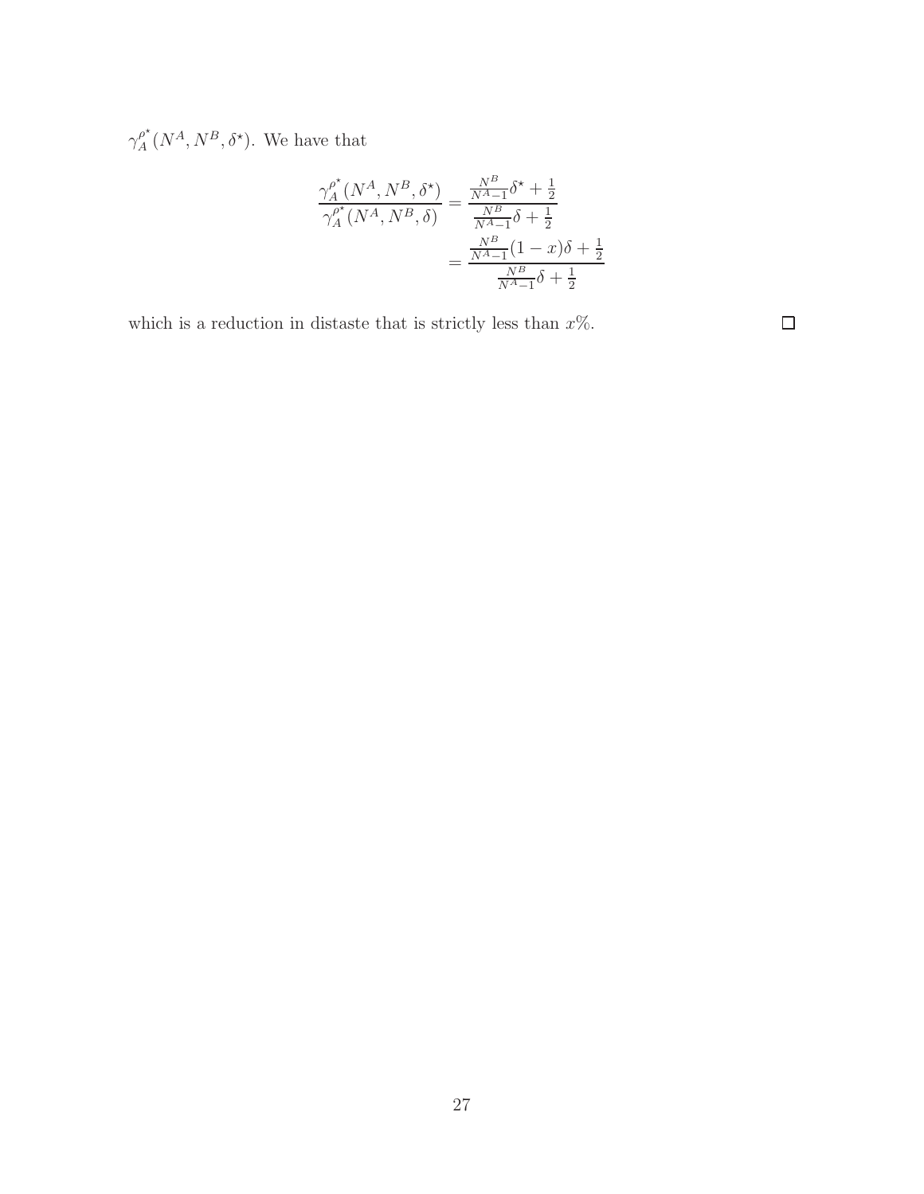$\gamma_A^{\rho^\star}(N^A, N^B, \delta^\star)$. We have that

$$
\begin{aligned}
\frac{\gamma_A^{\rho^\star}(N^A, N^B, \delta^\star)}{\gamma_A^{\rho^\star}(N^A, N^B, \delta)} &= \frac{\frac{N^B}{N^A-1}\delta^\star + \frac{1}{2}}{\frac{N^B}{N^A-1}\delta + \frac{1}{2}} \\
&= \frac{\frac{N^B}{N^A-1}(1-x)\delta + \frac{1}{2}}{\frac{N^B}{N^A-1}\delta + \frac{1}{2}}
\end{aligned}
$$

which is a reduction in distaste that is strictly less than $x\%$. $\square$